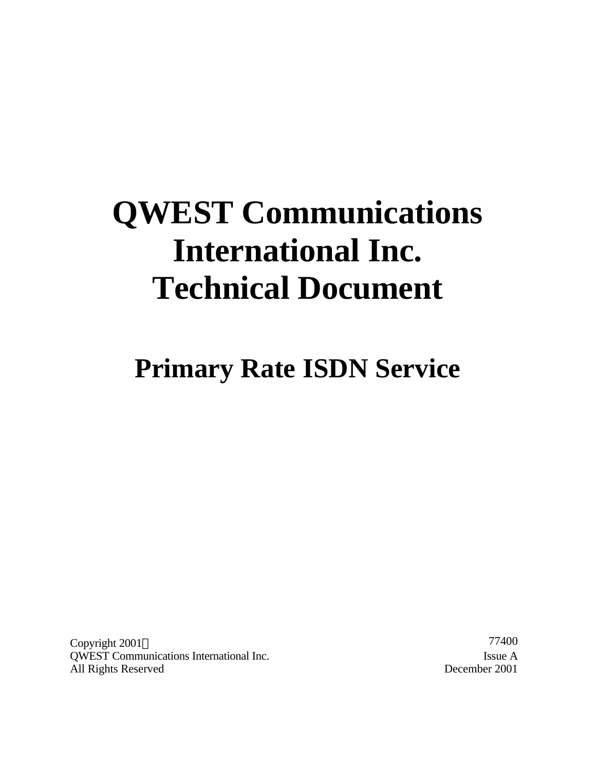# QWEST Communications International Inc. Technical Document

## Primary Rate ISDN Service

Copyright 2001©
QWEST Communications International Inc.
All Rights Reserved

77400
Issue A
December 2001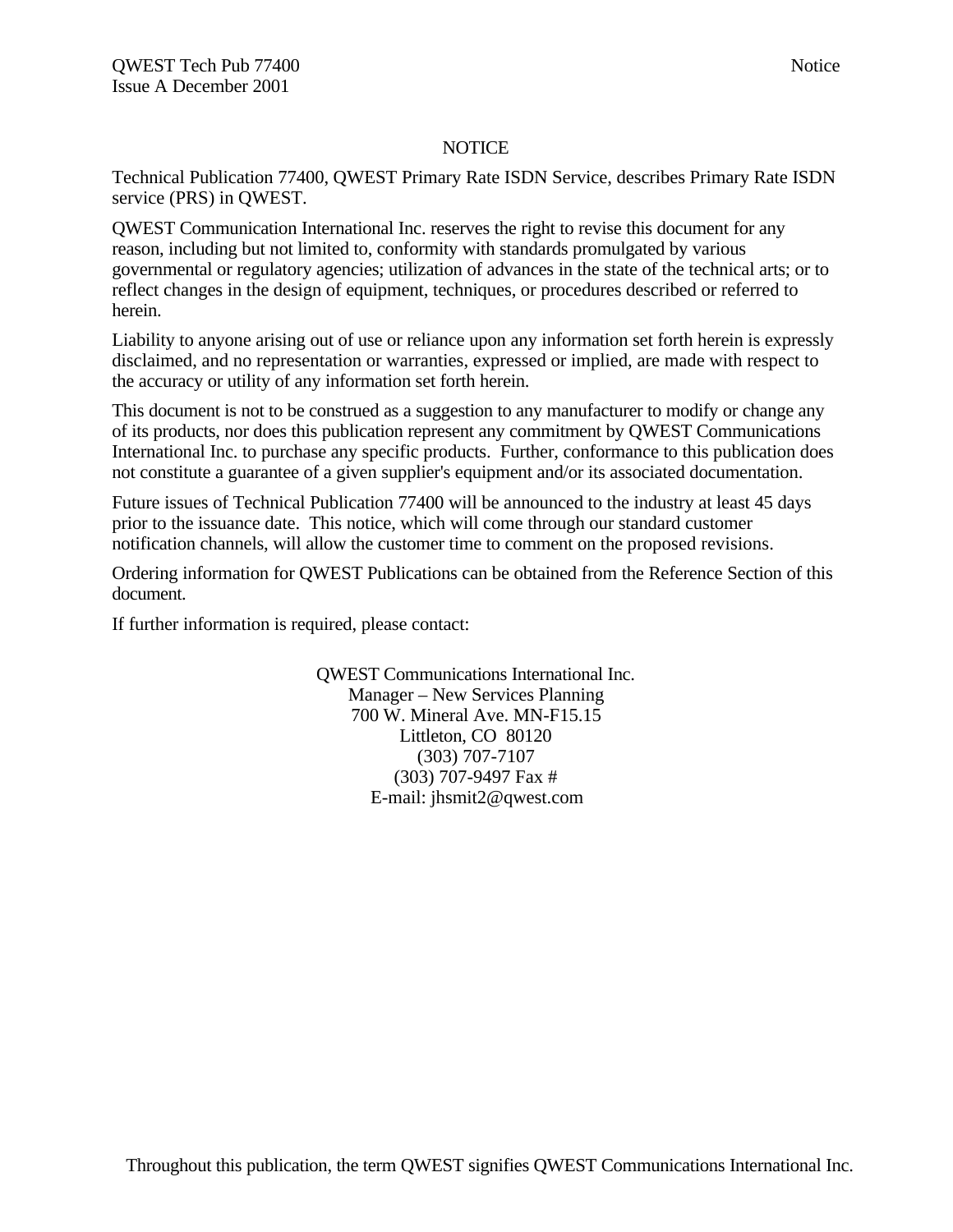# NOTICE

Technical Publication 77400, QWEST Primary Rate ISDN Service, describes Primary Rate ISDN service (PRS) in QWEST.

QWEST Communication International Inc. reserves the right to revise this document for any reason, including but not limited to, conformity with standards promulgated by various governmental or regulatory agencies; utilization of advances in the state of the technical arts; or to reflect changes in the design of equipment, techniques, or procedures described or referred to herein.

Liability to anyone arising out of use or reliance upon any information set forth herein is expressly disclaimed, and no representation or warranties, expressed or implied, are made with respect to the accuracy or utility of any information set forth herein.

This document is not to be construed as a suggestion to any manufacturer to modify or change any of its products, nor does this publication represent any commitment by QWEST Communications International Inc. to purchase any specific products. Further, conformance to this publication does not constitute a guarantee of a given supplier's equipment and/or its associated documentation.

Future issues of Technical Publication 77400 will be announced to the industry at least 45 days prior to the issuance date. This notice, which will come through our standard customer notification channels, will allow the customer time to comment on the proposed revisions.

Ordering information for QWEST Publications can be obtained from the Reference Section of this document.

If further information is required, please contact:

QWEST Communications International Inc.
Manager – New Services Planning
700 W. Mineral Ave. MN-F15.15
Littleton, CO 80120
(303) 707-7107
(303) 707-9497 Fax #
E-mail: jhsmit2@qwest.com

Throughout this publication, the term QWEST signifies QWEST Communications International Inc.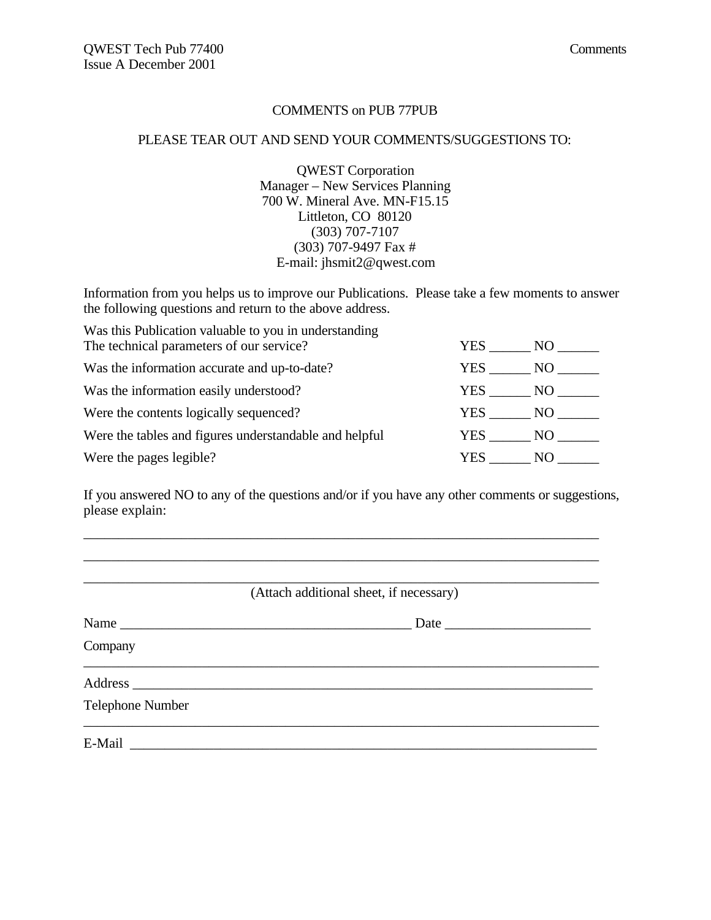# COMMENTS on PUB 77PUB

PLEASE TEAR OUT AND SEND YOUR COMMENTS/SUGGESTIONS TO:

QWEST Corporation
Manager – New Services Planning
700 W. Mineral Ave. MN-F15.15
Littleton, CO 80120
(303) 707-7107
(303) 707-9497 Fax #
E-mail: jhsmit2@qwest.com

Information from you helps us to improve our Publications. Please take a few moments to answer the following questions and return to the above address.

| | |
|---|---|
| Was this Publication valuable to you in understanding The technical parameters of our service? | YES ______ NO ______ |
| Was the information accurate and up-to-date? | YES ______ NO ______ |
| Was the information easily understood? | YES ______ NO ______ |
| Were the contents logically sequenced? | YES ______ NO ______ |
| Were the tables and figures understandable and helpful | YES ______ NO ______ |
| Were the pages legible? | YES ______ NO ______ |

If you answered NO to any of the questions and/or if you have any other comments or suggestions, please explain:

______________________________________________________________________________

______________________________________________________________________________

______________________________________________________________________________

(Attach additional sheet, if necessary)

Name ___________________________________________ Date _____________________

Company ______________________________________________________________________________

Address _______________________________________________________________________

Telephone Number ______________________________________________________________________________

E-Mail ______________________________________________________________________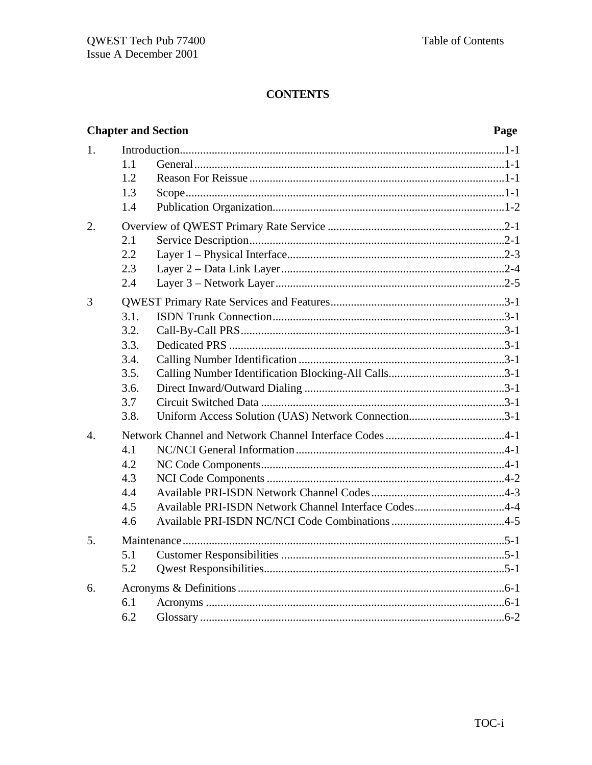# CONTENTS

| Chapter and Section | | Page |
|---|---|---|
| 1. | Introduction | 1-1 |
| | 1.1 General | 1-1 |
| | 1.2 Reason For Reissue | 1-1 |
| | 1.3 Scope | 1-1 |
| | 1.4 Publication Organization | 1-2 |
| 2. | Overview of QWEST Primary Rate Service | 2-1 |
| | 2.1 Service Description | 2-1 |
| | 2.2 Layer 1 – Physical Interface | 2-3 |
| | 2.3 Layer 2 – Data Link Layer | 2-4 |
| | 2.4 Layer 3 – Network Layer | 2-5 |
| 3 | QWEST Primary Rate Services and Features | 3-1 |
| | 3.1. ISDN Trunk Connection | 3-1 |
| | 3.2. Call-By-Call PRS | 3-1 |
| | 3.3. Dedicated PRS | 3-1 |
| | 3.4. Calling Number Identification | 3-1 |
| | 3.5. Calling Number Identification Blocking-All Calls | 3-1 |
| | 3.6. Direct Inward/Outward Dialing | 3-1 |
| | 3.7 Circuit Switched Data | 3-1 |
| | 3.8. Uniform Access Solution (UAS) Network Connection | 3-1 |
| 4. | Network Channel and Network Channel Interface Codes | 4-1 |
| | 4.1 NC/NCI General Information | 4-1 |
| | 4.2 NC Code Components | 4-1 |
| | 4.3 NCI Code Components | 4-2 |
| | 4.4 Available PRI-ISDN Network Channel Codes | 4-3 |
| | 4.5 Available PRI-ISDN Network Channel Interface Codes | 4-4 |
| | 4.6 Available PRI-ISDN NC/NCI Code Combinations | 4-5 |
| 5. | Maintenance | 5-1 |
| | 5.1 Customer Responsibilities | 5-1 |
| | 5.2 Qwest Responsibilities | 5-1 |
| 6. | Acronyms & Definitions | 6-1 |
| | 6.1 Acronyms | 6-1 |
| | 6.2 Glossary | 6-2 |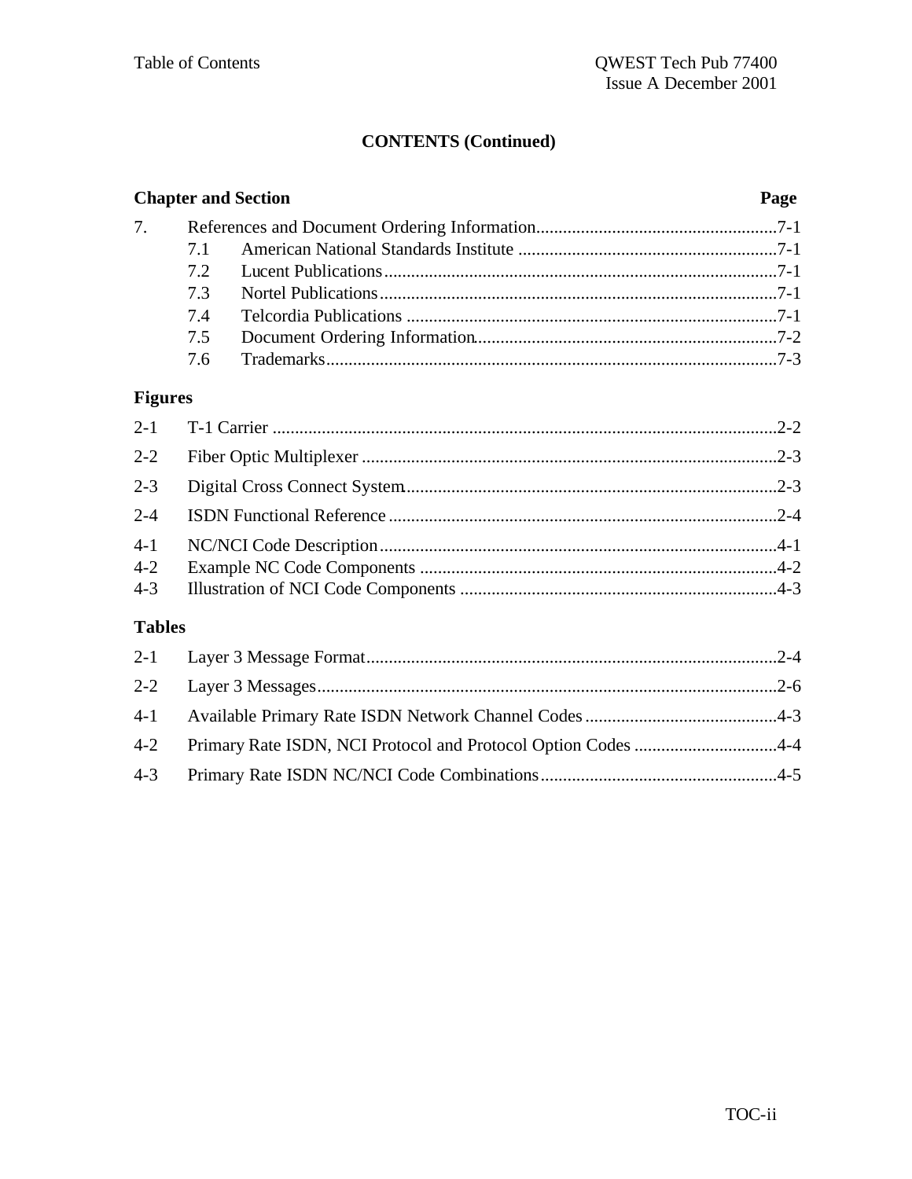## CONTENTS (Continued)

| Chapter and Section | | Page |
|---|---|---|
| 7. | References and Document Ordering Information | 7-1 |
| 7.1 | American National Standards Institute | 7-1 |
| 7.2 | Lucent Publications | 7-1 |
| 7.3 | Nortel Publications | 7-1 |
| 7.4 | Telcordia Publications | 7-1 |
| 7.5 | Document Ordering Information | 7-2 |
| 7.6 | Trademarks | 7-3 |

### Figures

| | | |
|---|---|---|
| 2-1 | T-1 Carrier | 2-2 |
| 2-2 | Fiber Optic Multiplexer | 2-3 |
| 2-3 | Digital Cross Connect System | 2-3 |
| 2-4 | ISDN Functional Reference | 2-4 |
| 4-1 | NC/NCI Code Description | 4-1 |
| 4-2 | Example NC Code Components | 4-2 |
| 4-3 | Illustration of NCI Code Components | 4-3 |

### Tables

| | | |
|---|---|---|
| 2-1 | Layer 3 Message Format | 2-4 |
| 2-2 | Layer 3 Messages | 2-6 |
| 4-1 | Available Primary Rate ISDN Network Channel Codes | 4-3 |
| 4-2 | Primary Rate ISDN, NCI Protocol and Protocol Option Codes | 4-4 |
| 4-3 | Primary Rate ISDN NC/NCI Code Combinations | 4-5 |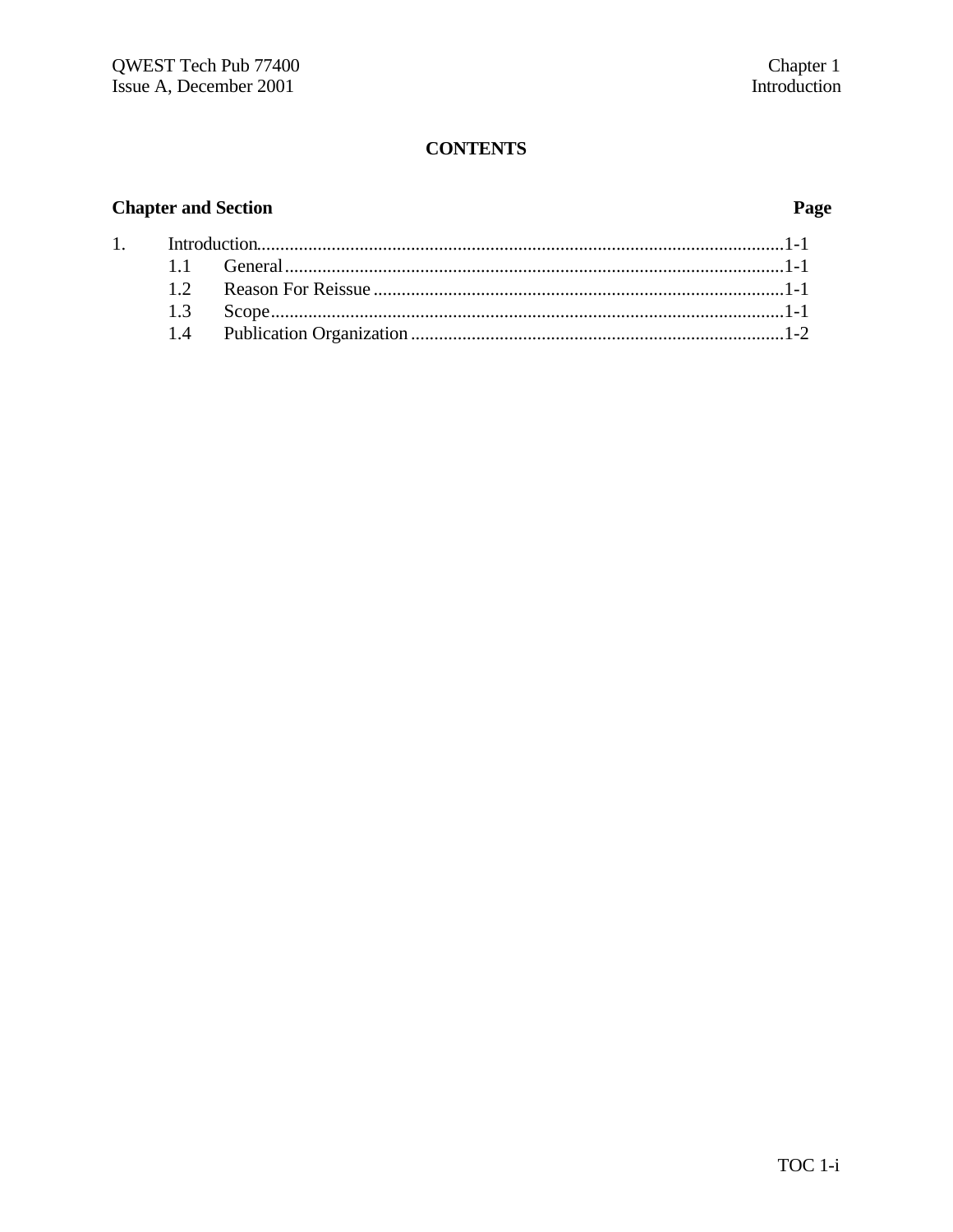**CONTENTS**

| Chapter and Section | | Page |
| --- | --- | --- |
| 1. | Introduction | 1-1 |
| | 1.1 General | 1-1 |
| | 1.2 Reason For Reissue | 1-1 |
| | 1.3 Scope | 1-1 |
| | 1.4 Publication Organization | 1-2 |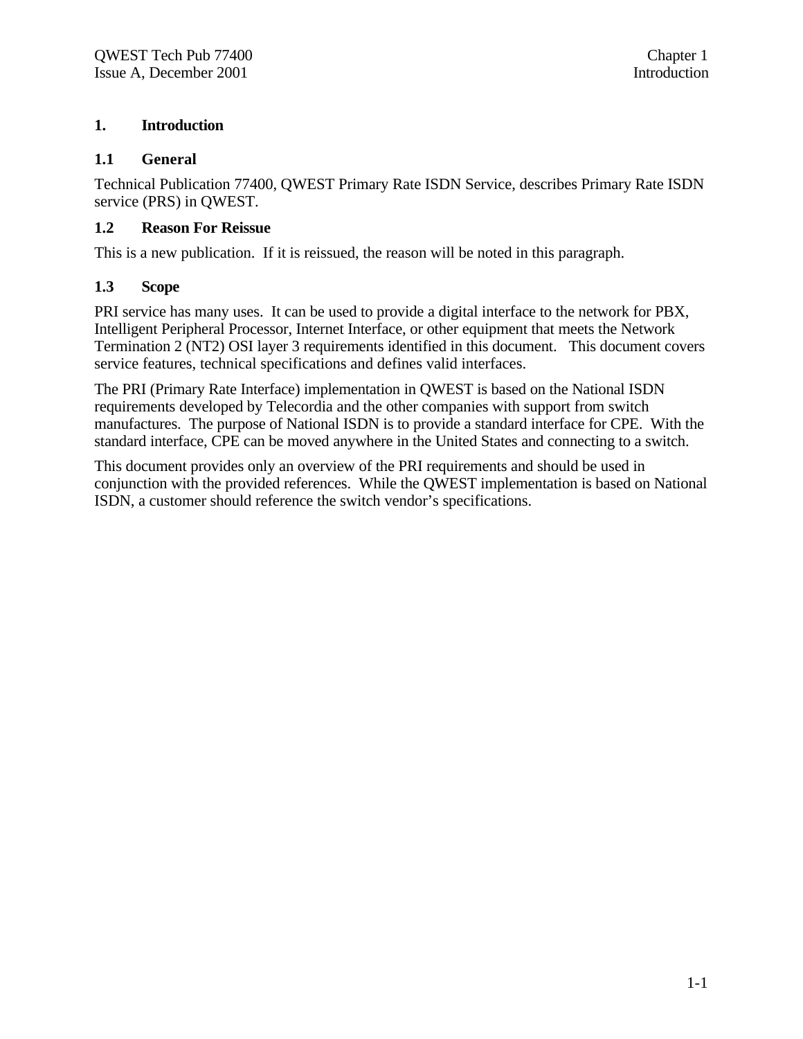# 1. Introduction

## 1.1 General

Technical Publication 77400, QWEST Primary Rate ISDN Service, describes Primary Rate ISDN service (PRS) in QWEST.

## 1.2 Reason For Reissue

This is a new publication. If it is reissued, the reason will be noted in this paragraph.

## 1.3 Scope

PRI service has many uses. It can be used to provide a digital interface to the network for PBX, Intelligent Peripheral Processor, Internet Interface, or other equipment that meets the Network Termination 2 (NT2) OSI layer 3 requirements identified in this document. This document covers service features, technical specifications and defines valid interfaces.

The PRI (Primary Rate Interface) implementation in QWEST is based on the National ISDN requirements developed by Telecordia and the other companies with support from switch manufactures. The purpose of National ISDN is to provide a standard interface for CPE. With the standard interface, CPE can be moved anywhere in the United States and connecting to a switch.

This document provides only an overview of the PRI requirements and should be used in conjunction with the provided references. While the QWEST implementation is based on National ISDN, a customer should reference the switch vendor's specifications.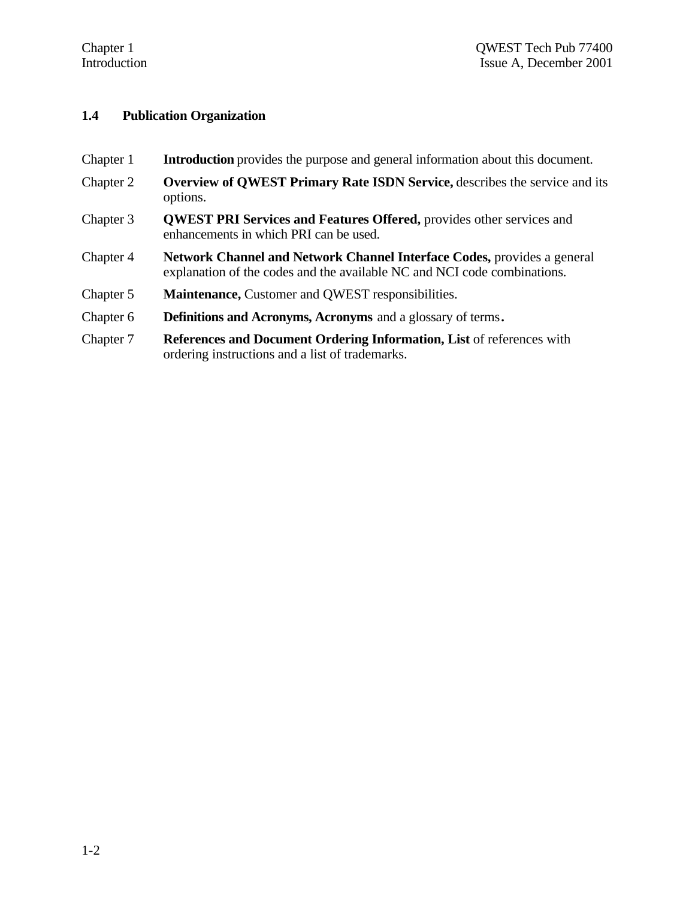## 1.4 Publication Organization

Chapter 1 **Introduction** provides the purpose and general information about this document.

Chapter 2 **Overview of QWEST Primary Rate ISDN Service,** describes the service and its options.

Chapter 3 **QWEST PRI Services and Features Offered,** provides other services and enhancements in which PRI can be used.

Chapter 4 **Network Channel and Network Channel Interface Codes,** provides a general explanation of the codes and the available NC and NCI code combinations.

Chapter 5 **Maintenance,** Customer and QWEST responsibilities.

Chapter 6 **Definitions and Acronyms, Acronyms** and a glossary of terms**.**

Chapter 7 **References and Document Ordering Information, List** of references with ordering instructions and a list of trademarks.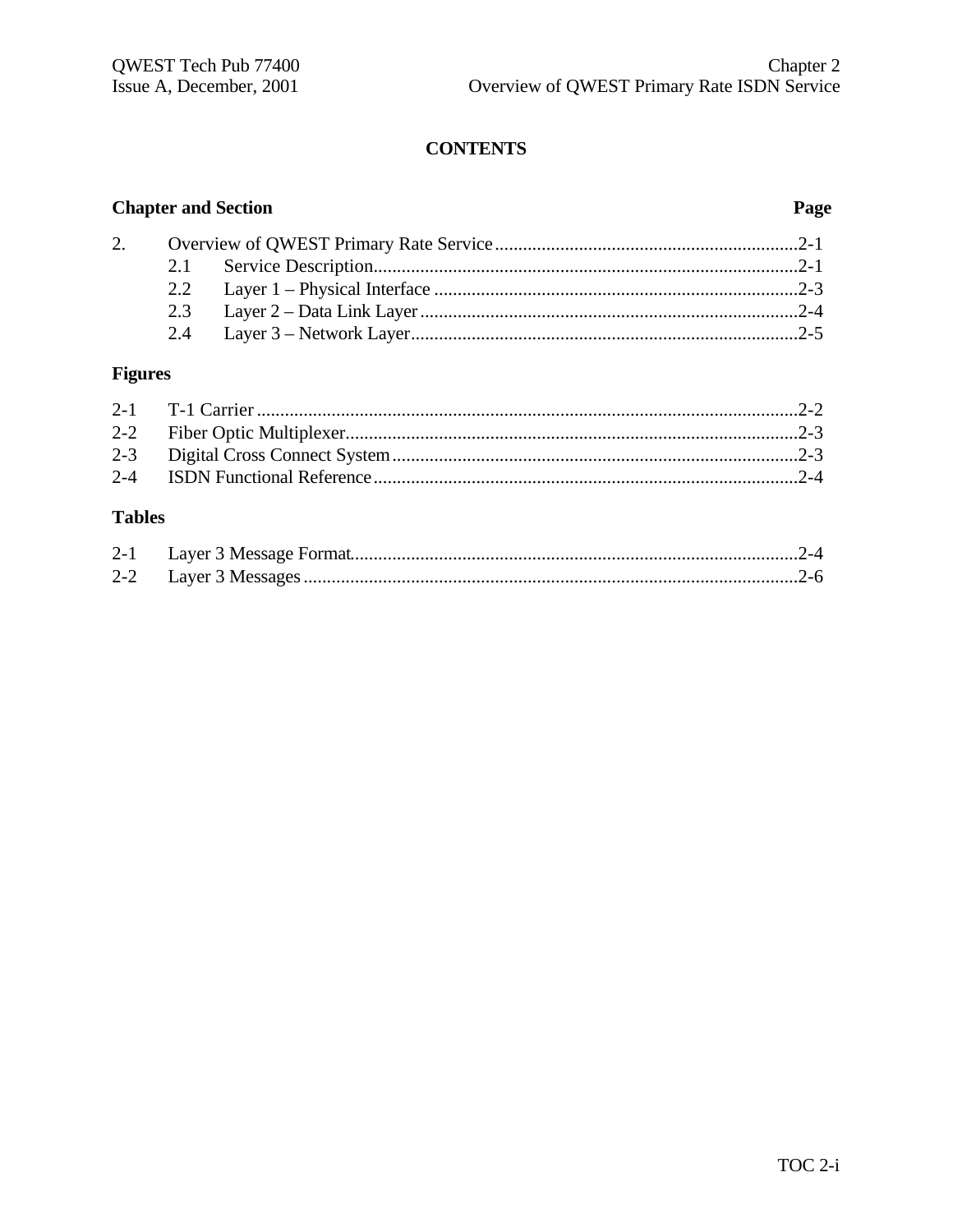# CONTENTS

| Chapter and Section | | Page |
|---|---|---|
| 2. | Overview of QWEST Primary Rate Service | 2-1 |
| 2.1 | Service Description | 2-1 |
| 2.2 | Layer 1 – Physical Interface | 2-3 |
| 2.3 | Layer 2 – Data Link Layer | 2-4 |
| 2.4 | Layer 3 – Network Layer | 2-5 |

## Figures

| | | |
|---|---|---|
| 2-1 | T-1 Carrier | 2-2 |
| 2-2 | Fiber Optic Multiplexer | 2-3 |
| 2-3 | Digital Cross Connect System | 2-3 |
| 2-4 | ISDN Functional Reference | 2-4 |

## Tables

| | | |
|---|---|---|
| 2-1 | Layer 3 Message Format | 2-4 |
| 2-2 | Layer 3 Messages | 2-6 |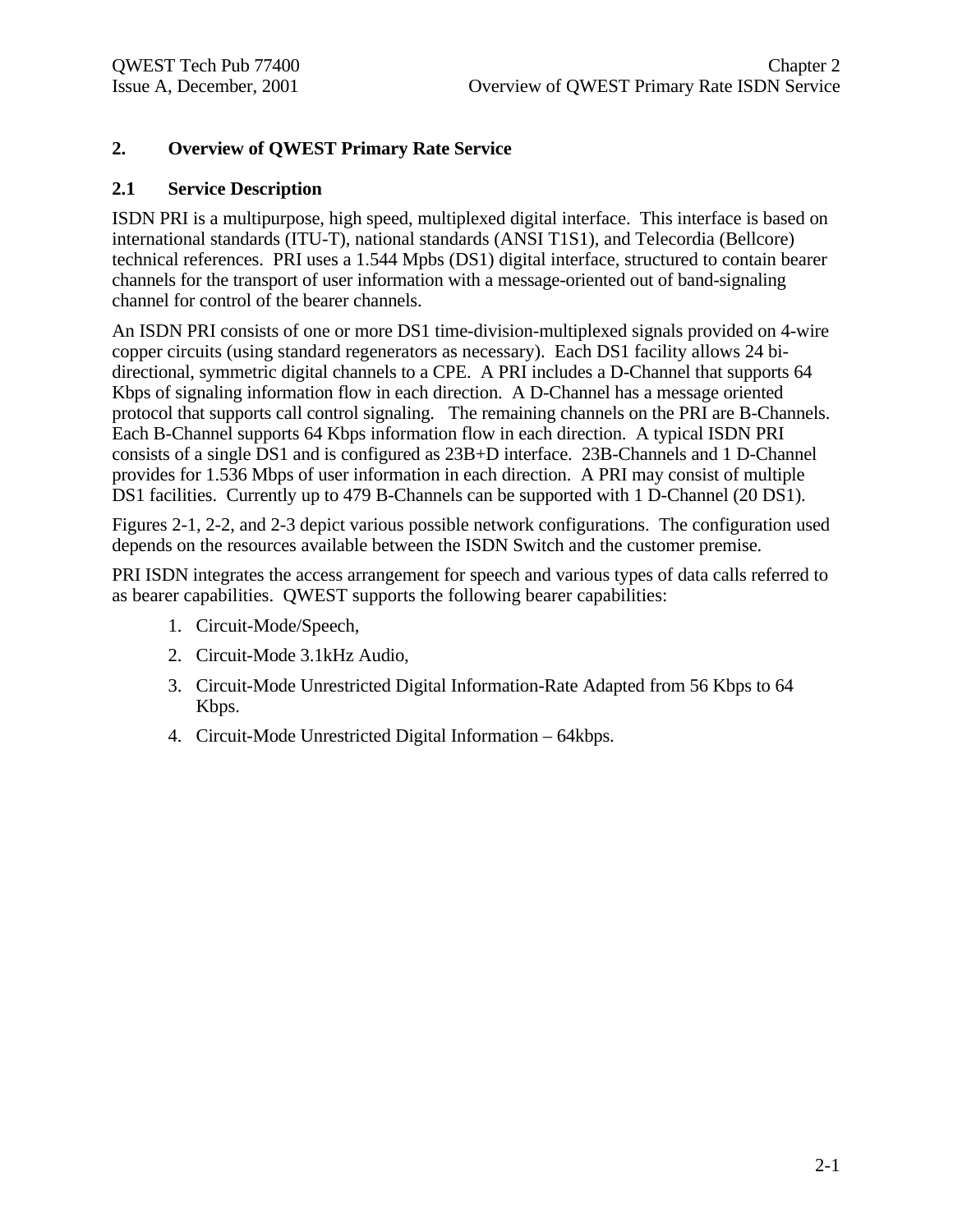## 2. Overview of QWEST Primary Rate Service

### 2.1 Service Description

ISDN PRI is a multipurpose, high speed, multiplexed digital interface. This interface is based on international standards (ITU-T), national standards (ANSI T1S1), and Telecordia (Bellcore) technical references. PRI uses a 1.544 Mpbs (DS1) digital interface, structured to contain bearer channels for the transport of user information with a message-oriented out of band-signaling channel for control of the bearer channels.

An ISDN PRI consists of one or more DS1 time-division-multiplexed signals provided on 4-wire copper circuits (using standard regenerators as necessary). Each DS1 facility allows 24 bi-directional, symmetric digital channels to a CPE. A PRI includes a D-Channel that supports 64 Kbps of signaling information flow in each direction. A D-Channel has a message oriented protocol that supports call control signaling. The remaining channels on the PRI are B-Channels. Each B-Channel supports 64 Kbps information flow in each direction. A typical ISDN PRI consists of a single DS1 and is configured as 23B+D interface. 23B-Channels and 1 D-Channel provides for 1.536 Mbps of user information in each direction. A PRI may consist of multiple DS1 facilities. Currently up to 479 B-Channels can be supported with 1 D-Channel (20 DS1).

Figures 2-1, 2-2, and 2-3 depict various possible network configurations. The configuration used depends on the resources available between the ISDN Switch and the customer premise.

PRI ISDN integrates the access arrangement for speech and various types of data calls referred to as bearer capabilities. QWEST supports the following bearer capabilities:

1. Circuit-Mode/Speech,
2. Circuit-Mode 3.1kHz Audio,
3. Circuit-Mode Unrestricted Digital Information-Rate Adapted from 56 Kbps to 64 Kbps.
4. Circuit-Mode Unrestricted Digital Information – 64kbps.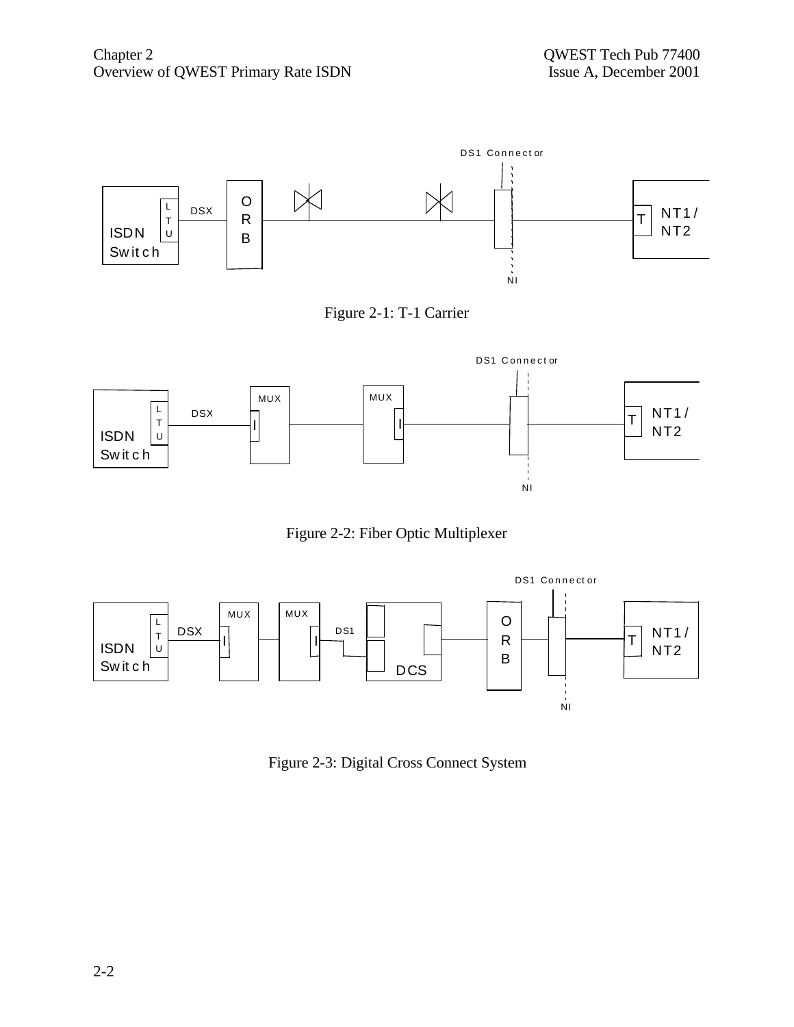DS1 Connector

ISDN Switch | LTU | DSX | ORB | NI | T | NT1/NT2

Figure 2-1: T-1 Carrier

DS1 Connector

ISDN Switch | LTU | DSX | MUX | I | MUX | I | NI | T | NT1/NT2

Figure 2-2: Fiber Optic Multiplexer

DS1 Connector

ISDN Switch | LTU | DSX | MUX | I | MUX | I | DS1 | DCS | ORB | NI | T | NT1/NT2

Figure 2-3: Digital Cross Connect System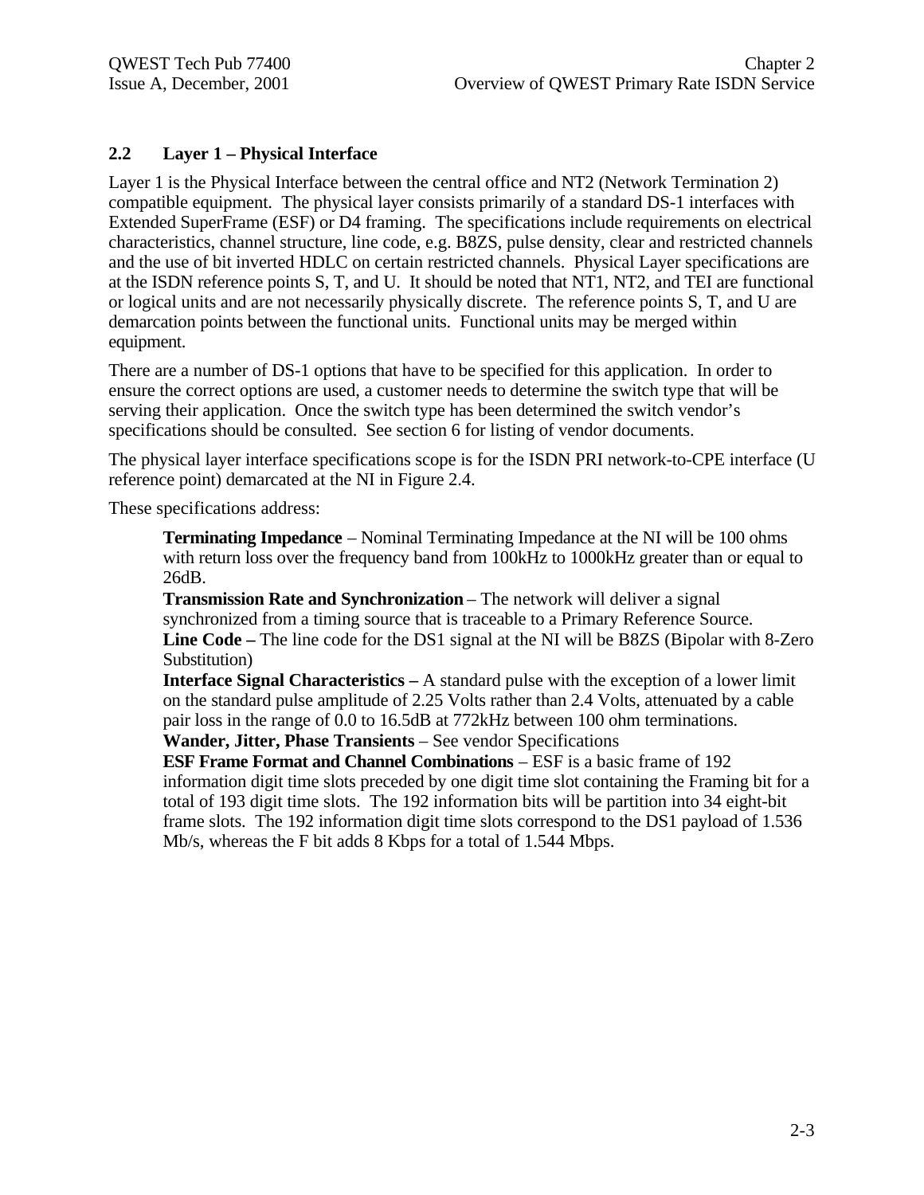## 2.2 Layer 1 – Physical Interface

Layer 1 is the Physical Interface between the central office and NT2 (Network Termination 2) compatible equipment. The physical layer consists primarily of a standard DS-1 interfaces with Extended SuperFrame (ESF) or D4 framing. The specifications include requirements on electrical characteristics, channel structure, line code, e.g. B8ZS, pulse density, clear and restricted channels and the use of bit inverted HDLC on certain restricted channels. Physical Layer specifications are at the ISDN reference points S, T, and U. It should be noted that NT1, NT2, and TEI are functional or logical units and are not necessarily physically discrete. The reference points S, T, and U are demarcation points between the functional units. Functional units may be merged within equipment.

There are a number of DS-1 options that have to be specified for this application. In order to ensure the correct options are used, a customer needs to determine the switch type that will be serving their application. Once the switch type has been determined the switch vendor's specifications should be consulted. See section 6 for listing of vendor documents.

The physical layer interface specifications scope is for the ISDN PRI network-to-CPE interface (U reference point) demarcated at the NI in Figure 2.4.

These specifications address:

**Terminating Impedance** – Nominal Terminating Impedance at the NI will be 100 ohms with return loss over the frequency band from 100kHz to 1000kHz greater than or equal to 26dB.
**Transmission Rate and Synchronization** – The network will deliver a signal synchronized from a timing source that is traceable to a Primary Reference Source.
**Line Code –** The line code for the DS1 signal at the NI will be B8ZS (Bipolar with 8-Zero Substitution)
**Interface Signal Characteristics –** A standard pulse with the exception of a lower limit on the standard pulse amplitude of 2.25 Volts rather than 2.4 Volts, attenuated by a cable pair loss in the range of 0.0 to 16.5dB at 772kHz between 100 ohm terminations.
**Wander, Jitter, Phase Transients** – See vendor Specifications
**ESF Frame Format and Channel Combinations** – ESF is a basic frame of 192 information digit time slots preceded by one digit time slot containing the Framing bit for a total of 193 digit time slots. The 192 information bits will be partition into 34 eight-bit frame slots. The 192 information digit time slots correspond to the DS1 payload of 1.536 Mb/s, whereas the F bit adds 8 Kbps for a total of 1.544 Mbps.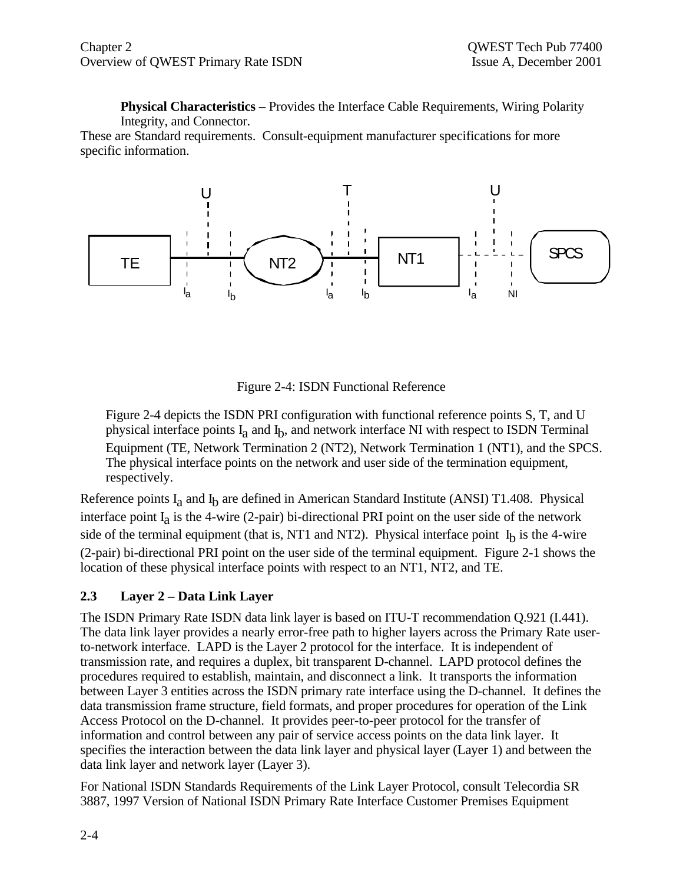**Physical Characteristics** – Provides the Interface Cable Requirements, Wiring Polarity Integrity, and Connector.

These are Standard requirements. Consult-equipment manufacturer specifications for more specific information.

Figure 2-4: ISDN Functional Reference

Figure 2-4 depicts the ISDN PRI configuration with functional reference points S, T, and U physical interface points $I_a$ and $I_b$, and network interface NI with respect to ISDN Terminal Equipment (TE, Network Termination 2 (NT2), Network Termination 1 (NT1), and the SPCS. The physical interface points on the network and user side of the termination equipment, respectively.

Reference points $I_a$ and $I_b$ are defined in American Standard Institute (ANSI) T1.408. Physical interface point $I_a$ is the 4-wire (2-pair) bi-directional PRI point on the user side of the network side of the terminal equipment (that is, NT1 and NT2). Physical interface point $I_b$ is the 4-wire (2-pair) bi-directional PRI point on the user side of the terminal equipment. Figure 2-1 shows the location of these physical interface points with respect to an NT1, NT2, and TE.

## 2.3 Layer 2 – Data Link Layer

The ISDN Primary Rate ISDN data link layer is based on ITU-T recommendation Q.921 (I.441). The data link layer provides a nearly error-free path to higher layers across the Primary Rate user-to-network interface. LAPD is the Layer 2 protocol for the interface. It is independent of transmission rate, and requires a duplex, bit transparent D-channel. LAPD protocol defines the procedures required to establish, maintain, and disconnect a link. It transports the information between Layer 3 entities across the ISDN primary rate interface using the D-channel. It defines the data transmission frame structure, field formats, and proper procedures for operation of the Link Access Protocol on the D-channel. It provides peer-to-peer protocol for the transfer of information and control between any pair of service access points on the data link layer. It specifies the interaction between the data link layer and physical layer (Layer 1) and between the data link layer and network layer (Layer 3).

For National ISDN Standards Requirements of the Link Layer Protocol, consult Telecordia SR 3887, 1997 Version of National ISDN Primary Rate Interface Customer Premises Equipment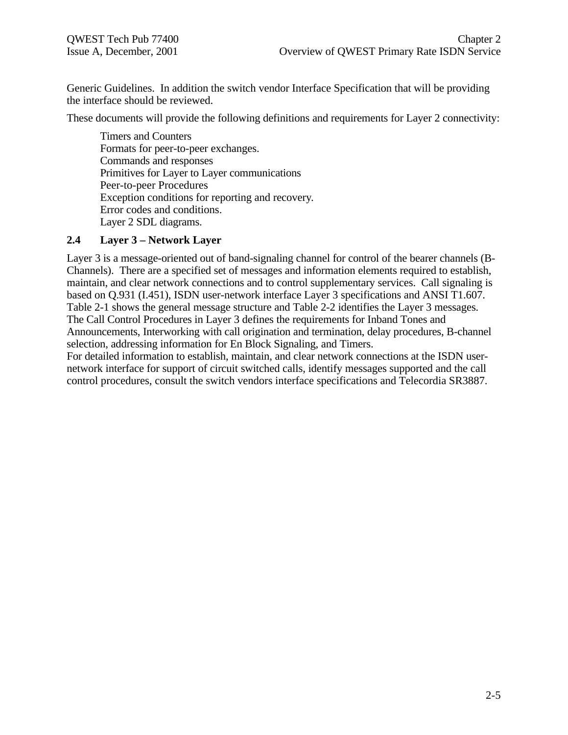Generic Guidelines. In addition the switch vendor Interface Specification that will be providing the interface should be reviewed.

These documents will provide the following definitions and requirements for Layer 2 connectivity:

- Timers and Counters
- Formats for peer-to-peer exchanges.
- Commands and responses
- Primitives for Layer to Layer communications
- Peer-to-peer Procedures
- Exception conditions for reporting and recovery.
- Error codes and conditions.
- Layer 2 SDL diagrams.

## 2.4 Layer 3 – Network Layer

Layer 3 is a message-oriented out of band-signaling channel for control of the bearer channels (B-Channels). There are a specified set of messages and information elements required to establish, maintain, and clear network connections and to control supplementary services. Call signaling is based on Q.931 (I.451), ISDN user-network interface Layer 3 specifications and ANSI T1.607. Table 2-1 shows the general message structure and Table 2-2 identifies the Layer 3 messages. The Call Control Procedures in Layer 3 defines the requirements for Inband Tones and Announcements, Interworking with call origination and termination, delay procedures, B-channel selection, addressing information for En Block Signaling, and Timers.

For detailed information to establish, maintain, and clear network connections at the ISDN user-network interface for support of circuit switched calls, identify messages supported and the call control procedures, consult the switch vendors interface specifications and Telecordia SR3887.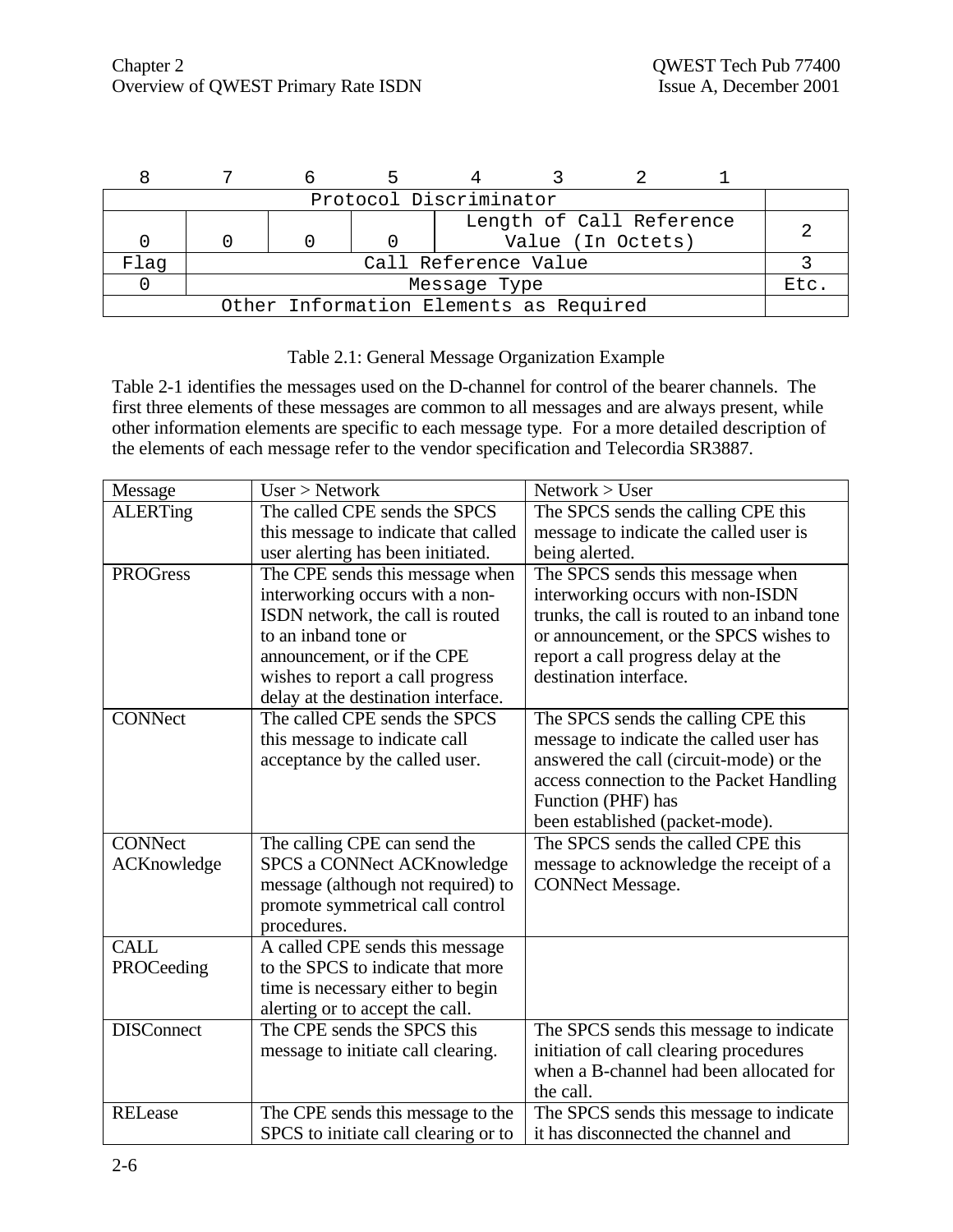| 8 | 7 | 6 | 5 | 4 | 3 | 2 | 1 | |
|---|---|---|---|---|---|---|---|---|
| Protocol Discriminator | | | | | | | | |
| 0 | 0 | 0 | 0 | Length of Call Reference Value (In Octets) | | | | 2 |
| Flag | Call Reference Value | | | | | | | 3 |
| 0 | Message Type | | | | | | | Etc. |
| Other Information Elements as Required | | | | | | | | |

Table 2.1: General Message Organization Example

Table 2-1 identifies the messages used on the D-channel for control of the bearer channels. The first three elements of these messages are common to all messages and are always present, while other information elements are specific to each message type. For a more detailed description of the elements of each message refer to the vendor specification and Telecordia SR3887.

| Message | User > Network | Network > User |
|---|---|---|
| ALERTing | The called CPE sends the SPCS this message to indicate that called user alerting has been initiated. | The SPCS sends the calling CPE this message to indicate the called user is being alerted. |
| PROGress | The CPE sends this message when interworking occurs with a non-ISDN network, the call is routed to an inband tone or announcement, or if the CPE wishes to report a call progress delay at the destination interface. | The SPCS sends this message when interworking occurs with non-ISDN trunks, the call is routed to an inband tone or announcement, or the SPCS wishes to report a call progress delay at the destination interface. |
| CONNect | The called CPE sends the SPCS this message to indicate call acceptance by the called user. | The SPCS sends the calling CPE this message to indicate the called user has answered the call (circuit-mode) or the access connection to the Packet Handling Function (PHF) has been established (packet-mode). |
| CONNect ACKnowledge | The calling CPE can send the SPCS a CONNect ACKnowledge message (although not required) to promote symmetrical call control procedures. | The SPCS sends the called CPE this message to acknowledge the receipt of a CONNect Message. |
| CALL PROCeeding | A called CPE sends this message to the SPCS to indicate that more time is necessary either to begin alerting or to accept the call. | |
| DISConnect | The CPE sends the SPCS this message to initiate call clearing. | The SPCS sends this message to indicate initiation of call clearing procedures when a B-channel had been allocated for the call. |
| RELease | The CPE sends this message to the SPCS to initiate call clearing or to | The SPCS sends this message to indicate it has disconnected the channel and |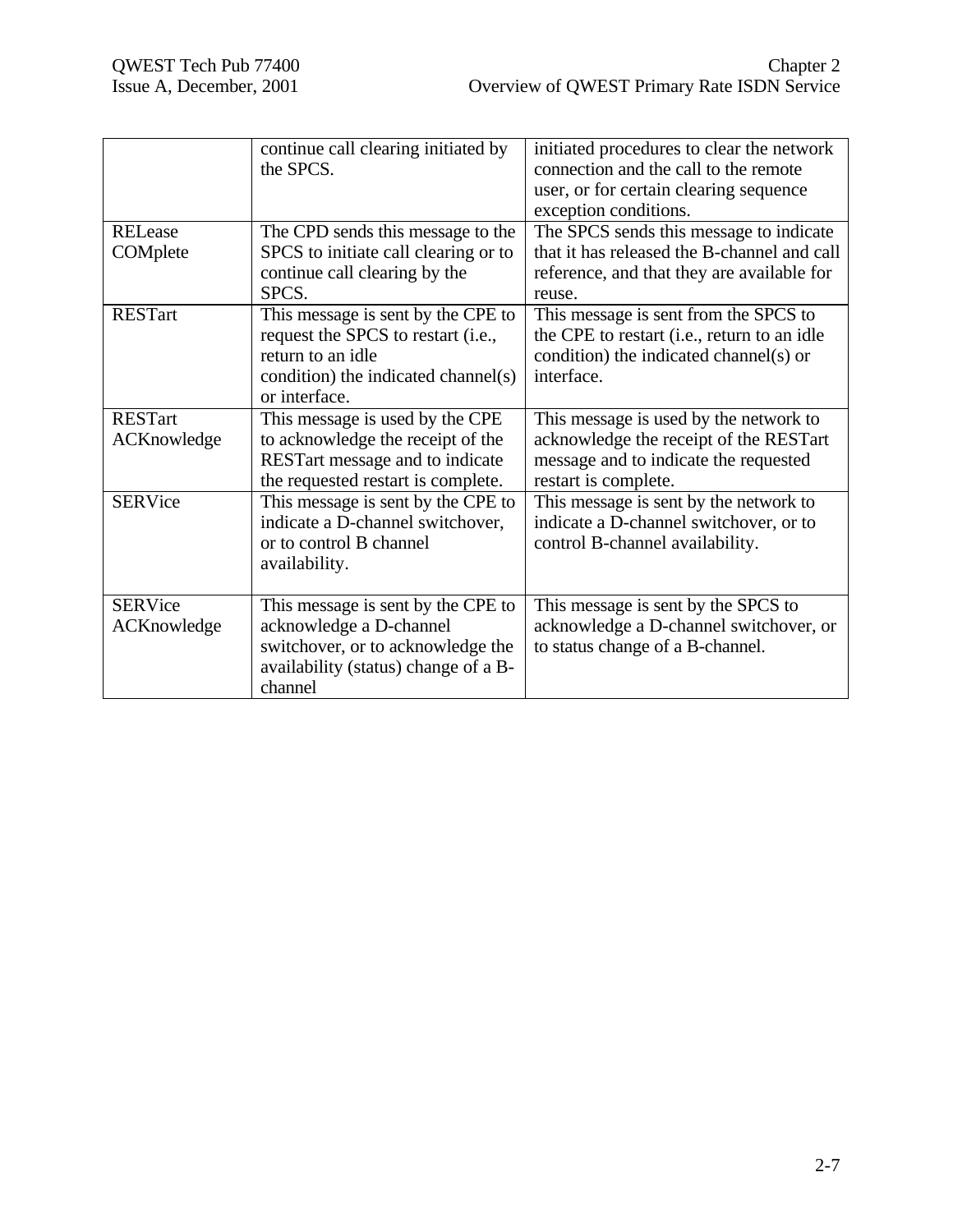| | | |
|---|---|---|
| | continue call clearing initiated by the SPCS. | initiated procedures to clear the network connection and the call to the remote user, or for certain clearing sequence exception conditions. |
| RELease COMplete | The CPD sends this message to the SPCS to initiate call clearing or to continue call clearing by the SPCS. | The SPCS sends this message to indicate that it has released the B-channel and call reference, and that they are available for reuse. |
| RESTart | This message is sent by the CPE to request the SPCS to restart (i.e., return to an idle condition) the indicated channel(s) or interface. | This message is sent from the SPCS to the CPE to restart (i.e., return to an idle condition) the indicated channel(s) or interface. |
| RESTart ACKnowledge | This message is used by the CPE to acknowledge the receipt of the RESTart message and to indicate the requested restart is complete. | This message is used by the network to acknowledge the receipt of the RESTart message and to indicate the requested restart is complete. |
| SERVice | This message is sent by the CPE to indicate a D-channel switchover, or to control B channel availability. | This message is sent by the network to indicate a D-channel switchover, or to control B-channel availability. |
| SERVice ACKnowledge | This message is sent by the CPE to acknowledge a D-channel switchover, or to acknowledge the availability (status) change of a B-channel | This message is sent by the SPCS to acknowledge a D-channel switchover, or to status change of a B-channel. |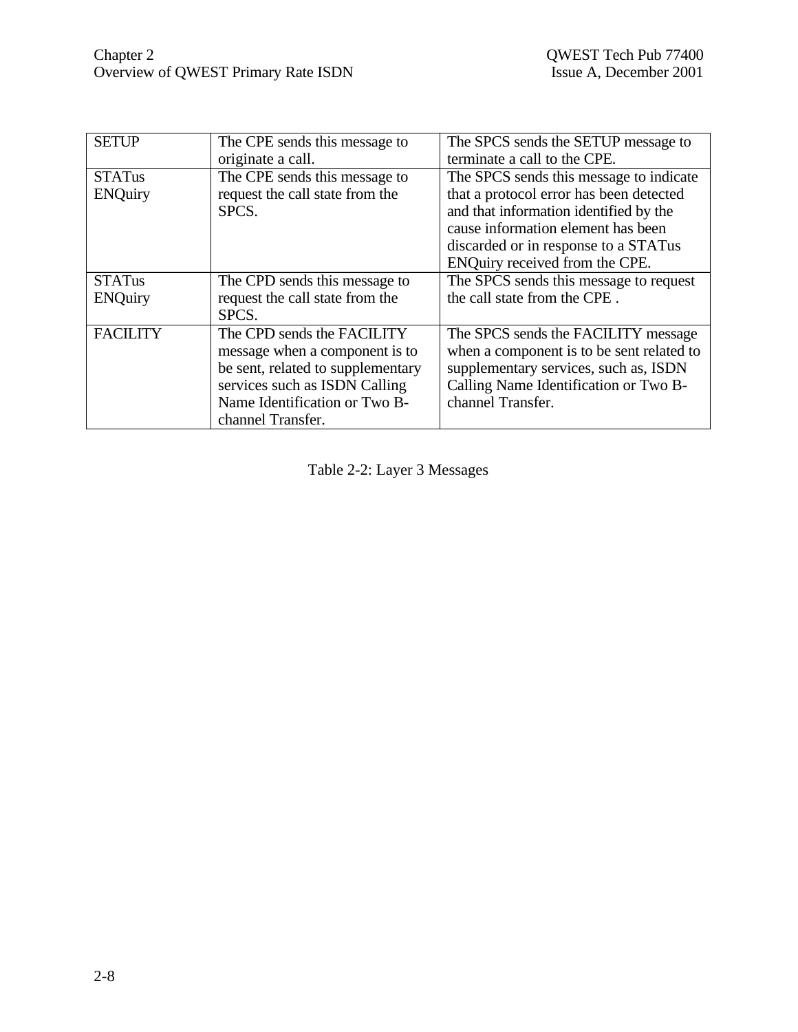| | | |
|---|---|---|
| SETUP | The CPE sends this message to originate a call. | The SPCS sends the SETUP message to terminate a call to the CPE. |
| STATus ENQuiry | The CPE sends this message to request the call state from the SPCS. | The SPCS sends this message to indicate that a protocol error has been detected and that information identified by the cause information element has been discarded or in response to a STATus ENQuiry received from the CPE. |
| STATus ENQuiry | The CPD sends this message to request the call state from the SPCS. | The SPCS sends this message to request the call state from the CPE . |
| FACILITY | The CPD sends the FACILITY message when a component is to be sent, related to supplementary services such as ISDN Calling Name Identification or Two B-channel Transfer. | The SPCS sends the FACILITY message when a component is to be sent related to supplementary services, such as, ISDN Calling Name Identification or Two B-channel Transfer. |

Table 2-2: Layer 3 Messages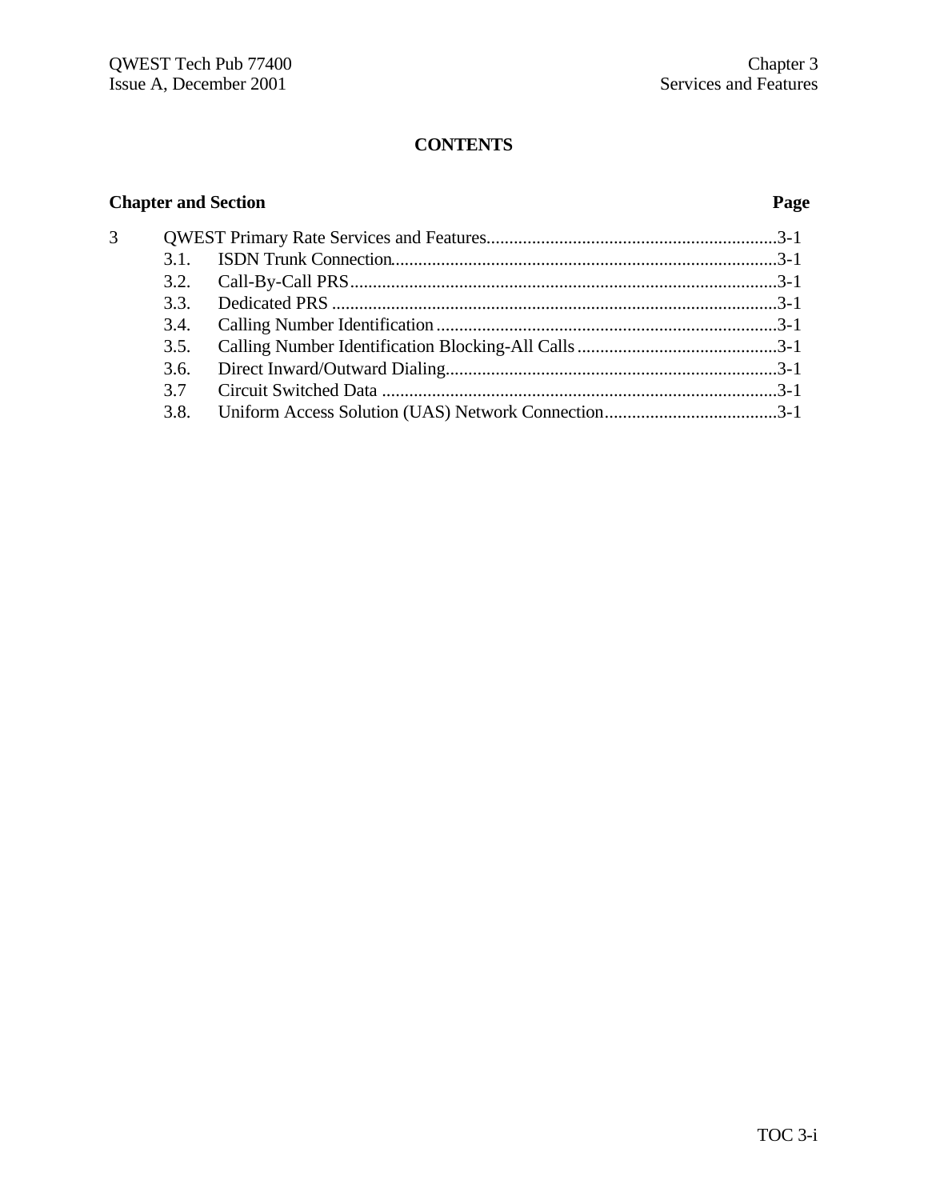# CONTENTS

| Chapter and Section | | Page |
|---|---|---|
| 3 | QWEST Primary Rate Services and Features | 3-1 |
| 3.1. | ISDN Trunk Connection | 3-1 |
| 3.2. | Call-By-Call PRS | 3-1 |
| 3.3. | Dedicated PRS | 3-1 |
| 3.4. | Calling Number Identification | 3-1 |
| 3.5. | Calling Number Identification Blocking-All Calls | 3-1 |
| 3.6. | Direct Inward/Outward Dialing | 3-1 |
| 3.7 | Circuit Switched Data | 3-1 |
| 3.8. | Uniform Access Solution (UAS) Network Connection | 3-1 |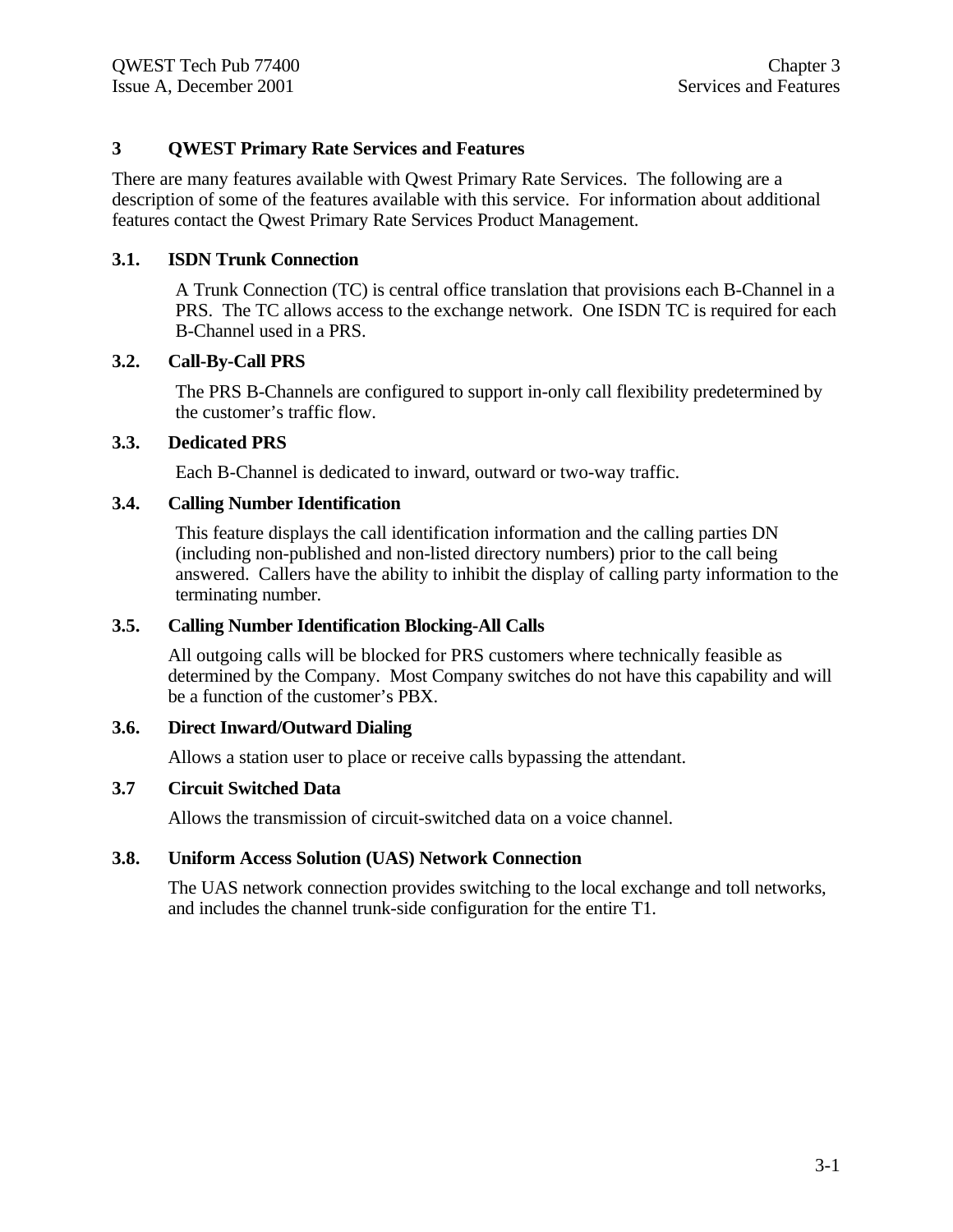# 3 QWEST Primary Rate Services and Features

There are many features available with Qwest Primary Rate Services. The following are a description of some of the features available with this service. For information about additional features contact the Qwest Primary Rate Services Product Management.

## 3.1. ISDN Trunk Connection

A Trunk Connection (TC) is central office translation that provisions each B-Channel in a PRS. The TC allows access to the exchange network. One ISDN TC is required for each B-Channel used in a PRS.

## 3.2. Call-By-Call PRS

The PRS B-Channels are configured to support in-only call flexibility predetermined by the customer's traffic flow.

## 3.3. Dedicated PRS

Each B-Channel is dedicated to inward, outward or two-way traffic.

## 3.4. Calling Number Identification

This feature displays the call identification information and the calling parties DN (including non-published and non-listed directory numbers) prior to the call being answered. Callers have the ability to inhibit the display of calling party information to the terminating number.

## 3.5. Calling Number Identification Blocking-All Calls

All outgoing calls will be blocked for PRS customers where technically feasible as determined by the Company. Most Company switches do not have this capability and will be a function of the customer's PBX.

## 3.6. Direct Inward/Outward Dialing

Allows a station user to place or receive calls bypassing the attendant.

## 3.7 Circuit Switched Data

Allows the transmission of circuit-switched data on a voice channel.

## 3.8. Uniform Access Solution (UAS) Network Connection

The UAS network connection provides switching to the local exchange and toll networks, and includes the channel trunk-side configuration for the entire T1.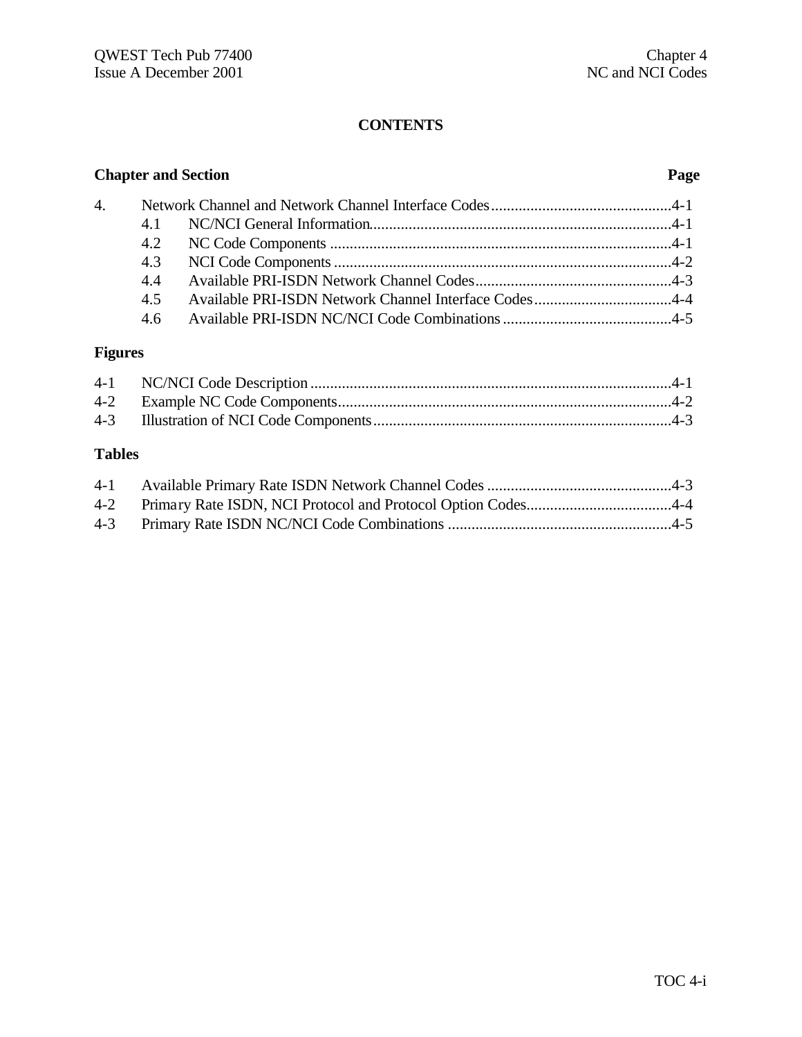# CONTENTS

**Chapter and Section** | **Page**

| | | | |
|---|---|---|---|
| 4. | | Network Channel and Network Channel Interface Codes | 4-1 |
| | 4.1 | NC/NCI General Information | 4-1 |
| | 4.2 | NC Code Components | 4-1 |
| | 4.3 | NCI Code Components | 4-2 |
| | 4.4 | Available PRI-ISDN Network Channel Codes | 4-3 |
| | 4.5 | Available PRI-ISDN Network Channel Interface Codes | 4-4 |
| | 4.6 | Available PRI-ISDN NC/NCI Code Combinations | 4-5 |

## Figures

| | | |
|---|---|---|
| 4-1 | NC/NCI Code Description | 4-1 |
| 4-2 | Example NC Code Components | 4-2 |
| 4-3 | Illustration of NCI Code Components | 4-3 |

## Tables

| | | |
|---|---|---|
| 4-1 | Available Primary Rate ISDN Network Channel Codes | 4-3 |
| 4-2 | Primary Rate ISDN, NCI Protocol and Protocol Option Codes | 4-4 |
| 4-3 | Primary Rate ISDN NC/NCI Code Combinations | 4-5 |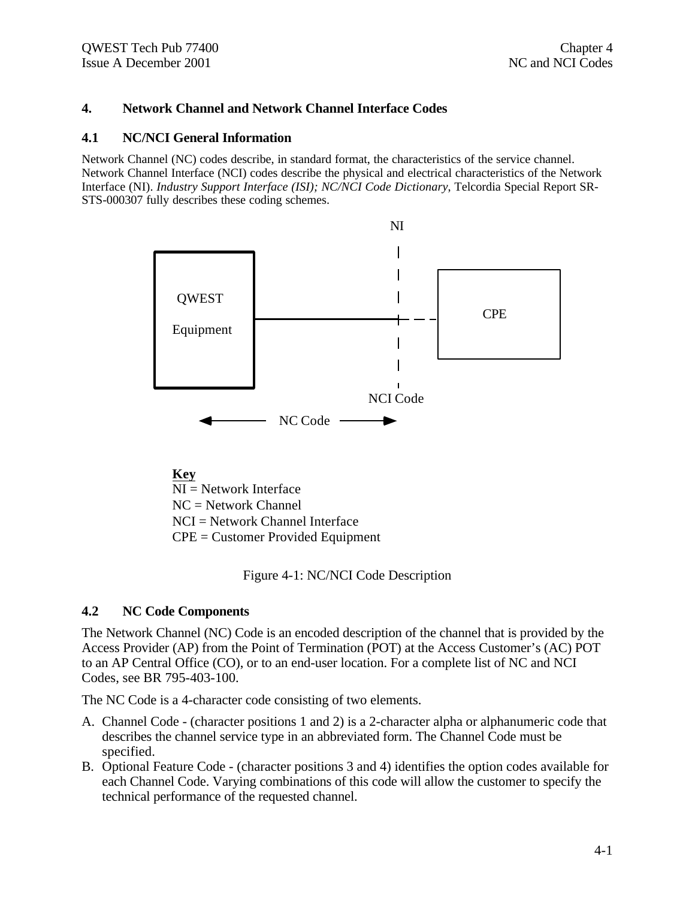## 4. Network Channel and Network Channel Interface Codes

### 4.1 NC/NCI General Information

Network Channel (NC) codes describe, in standard format, the characteristics of the service channel. Network Channel Interface (NCI) codes describe the physical and electrical characteristics of the Network Interface (NI). *Industry Support Interface (ISI); NC/NCI Code Dictionary*, Telcordia Special Report SR-STS-000307 fully describes these coding schemes.

NI

QWEST Equipment

CPE

NCI Code

NC Code

**Key**
NI = Network Interface
NC = Network Channel
NCI = Network Channel Interface
CPE = Customer Provided Equipment

Figure 4-1: NC/NCI Code Description

### 4.2 NC Code Components

The Network Channel (NC) Code is an encoded description of the channel that is provided by the Access Provider (AP) from the Point of Termination (POT) at the Access Customer's (AC) POT to an AP Central Office (CO), or to an end-user location. For a complete list of NC and NCI Codes, see BR 795-403-100.

The NC Code is a 4-character code consisting of two elements.

A. Channel Code - (character positions 1 and 2) is a 2-character alpha or alphanumeric code that describes the channel service type in an abbreviated form. The Channel Code must be specified.
B. Optional Feature Code - (character positions 3 and 4) identifies the option codes available for each Channel Code. Varying combinations of this code will allow the customer to specify the technical performance of the requested channel.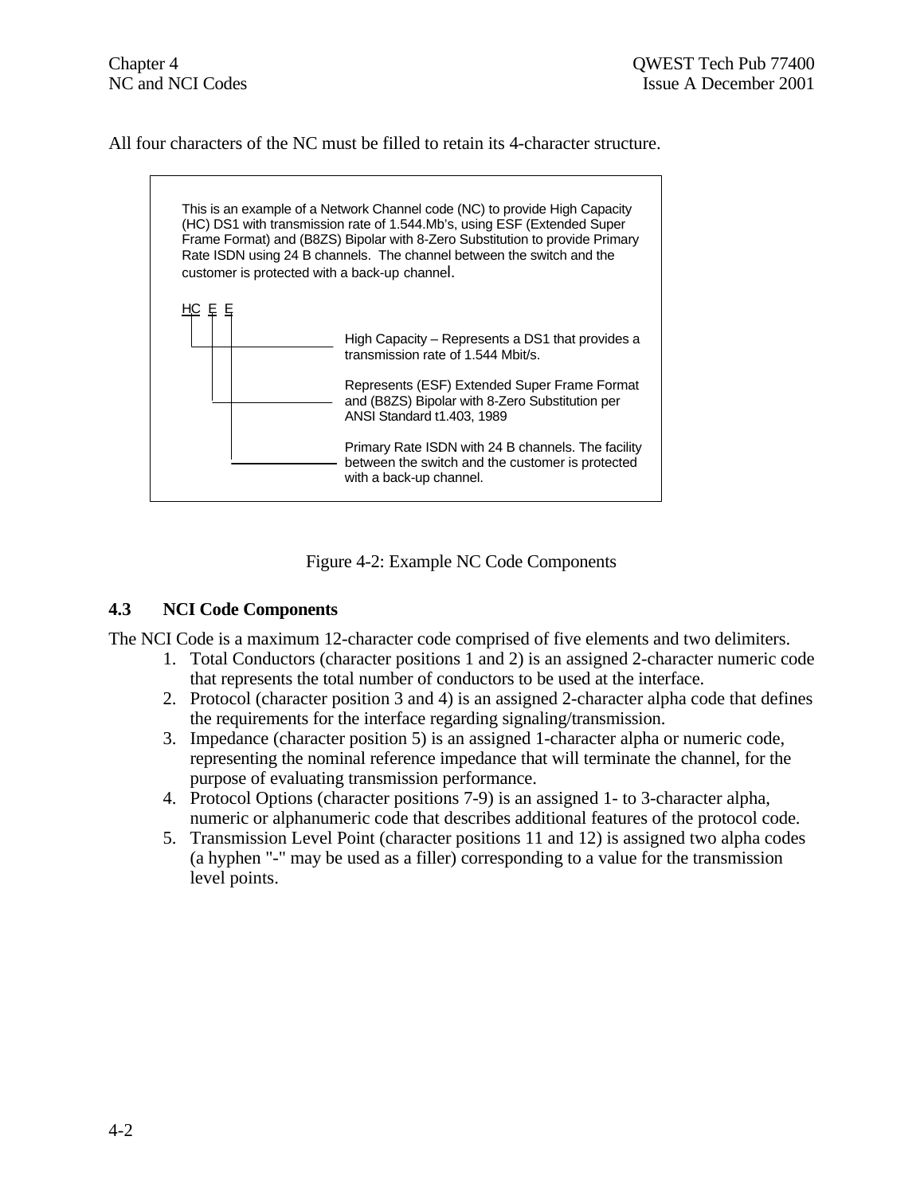All four characters of the NC must be filled to retain its 4-character structure.

This is an example of a Network Channel code (NC) to provide High Capacity (HC) DS1 with transmission rate of 1.544.Mb's, using ESF (Extended Super Frame Format) and (B8ZS) Bipolar with 8-Zero Substitution to provide Primary Rate ISDN using 24 B channels. The channel between the switch and the customer is protected with a back-up channel.

HC E E

- HC — High Capacity – Represents a DS1 that provides a transmission rate of 1.544 Mbit/s.
- E — Represents (ESF) Extended Super Frame Format and (B8ZS) Bipolar with 8-Zero Substitution per ANSI Standard t1.403, 1989
- E — Primary Rate ISDN with 24 B channels. The facility between the switch and the customer is protected with a back-up channel.

Figure 4-2: Example NC Code Components

### 4.3 NCI Code Components

The NCI Code is a maximum 12-character code comprised of five elements and two delimiters.

1. Total Conductors (character positions 1 and 2) is an assigned 2-character numeric code that represents the total number of conductors to be used at the interface.
2. Protocol (character position 3 and 4) is an assigned 2-character alpha code that defines the requirements for the interface regarding signaling/transmission.
3. Impedance (character position 5) is an assigned 1-character alpha or numeric code, representing the nominal reference impedance that will terminate the channel, for the purpose of evaluating transmission performance.
4. Protocol Options (character positions 7-9) is an assigned 1- to 3-character alpha, numeric or alphanumeric code that describes additional features of the protocol code.
5. Transmission Level Point (character positions 11 and 12) is assigned two alpha codes (a hyphen "-" may be used as a filler) corresponding to a value for the transmission level points.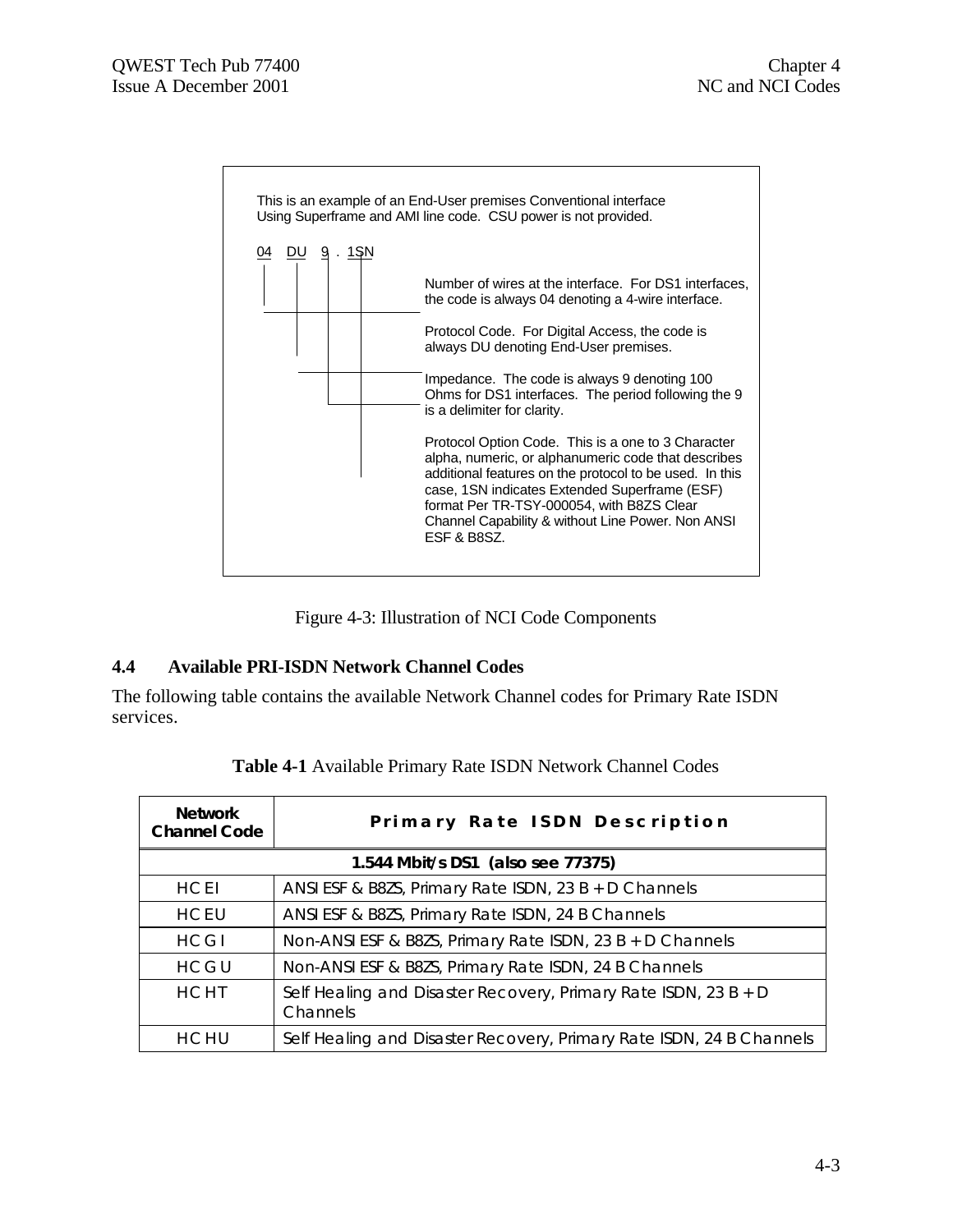This is an example of an End-User premises Conventional interface Using Superframe and AMI line code. CSU power is not provided.

```
04   DU   9 . 1SN
```

- **04** — Number of wires at the interface. For DS1 interfaces, the code is always 04 denoting a 4-wire interface.
- **DU** — Protocol Code. For Digital Access, the code is always DU denoting End-User premises.
- **9** — Impedance. The code is always 9 denoting 100 Ohms for DS1 interfaces. The period following the 9 is a delimiter for clarity.
- **1SN** — Protocol Option Code. This is a one to 3 Character alpha, numeric, or alphanumeric code that describes additional features on the protocol to be used. In this case, 1SN indicates Extended Superframe (ESF) format Per TR-TSY-000054, with B8ZS Clear Channel Capability & without Line Power. Non ANSI ESF & B8SZ.

Figure 4-3: Illustration of NCI Code Components

## 4.4 Available PRI-ISDN Network Channel Codes

The following table contains the available Network Channel codes for Primary Rate ISDN services.

**Table 4-1** Available Primary Rate ISDN Network Channel Codes

| Network Channel Code | Primary Rate ISDN Description |
|---|---|
| **1.544 Mbit/s DS1 (also see 77375)** | |
| HC EI | ANSI ESF & B8ZS, Primary Rate ISDN, 23 B + D Channels |
| HC EU | ANSI ESF & B8ZS, Primary Rate ISDN, 24 B Channels |
| HC G I | Non-ANSI ESF & B8ZS, Primary Rate ISDN, 23 B + D Channels |
| HC G U | Non-ANSI ESF & B8ZS, Primary Rate ISDN, 24 B Channels |
| HC HT | Self Healing and Disaster Recovery, Primary Rate ISDN, 23 B + D Channels |
| HC HU | Self Healing and Disaster Recovery, Primary Rate ISDN, 24 B Channels |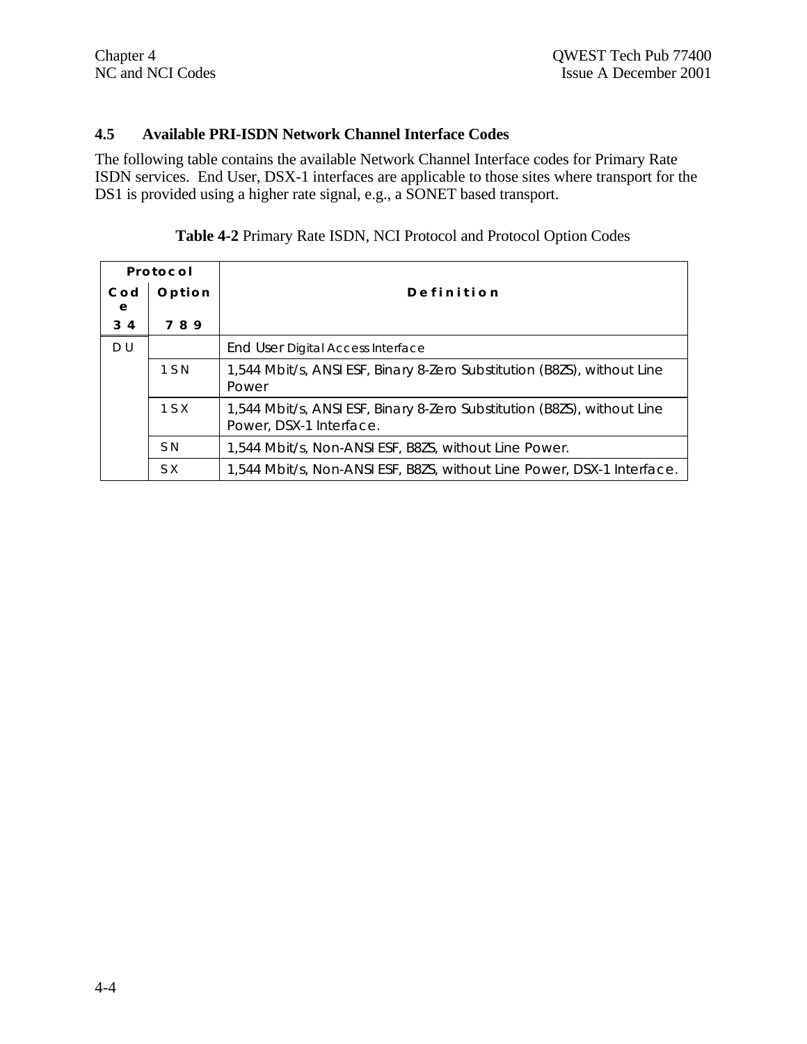## 4.5 Available PRI-ISDN Network Channel Interface Codes

The following table contains the available Network Channel Interface codes for Primary Rate ISDN services. End User, DSX-1 interfaces are applicable to those sites where transport for the DS1 is provided using a higher rate signal, e.g., a SONET based transport.

**Table 4-2** Primary Rate ISDN, NCI Protocol and Protocol Option Codes

| Protocol | | Definition |
|---|---|---|
| Code | Option | |
| 3 4 | 7 8 9 | |
| D U | | End User Digital Access Interface |
| | 1 S N | 1,544 Mbit/s, ANSI ESF, Binary 8-Zero Substitution (B8ZS), without Line Power |
| | 1 S X | 1,544 Mbit/s, ANSI ESF, Binary 8-Zero Substitution (B8ZS), without Line Power, DSX-1 Interface. |
| | S N | 1,544 Mbit/s, Non-ANSI ESF, B8ZS, without Line Power. |
| | S X | 1,544 Mbit/s, Non-ANSI ESF, B8ZS, without Line Power, DSX-1 Interface. |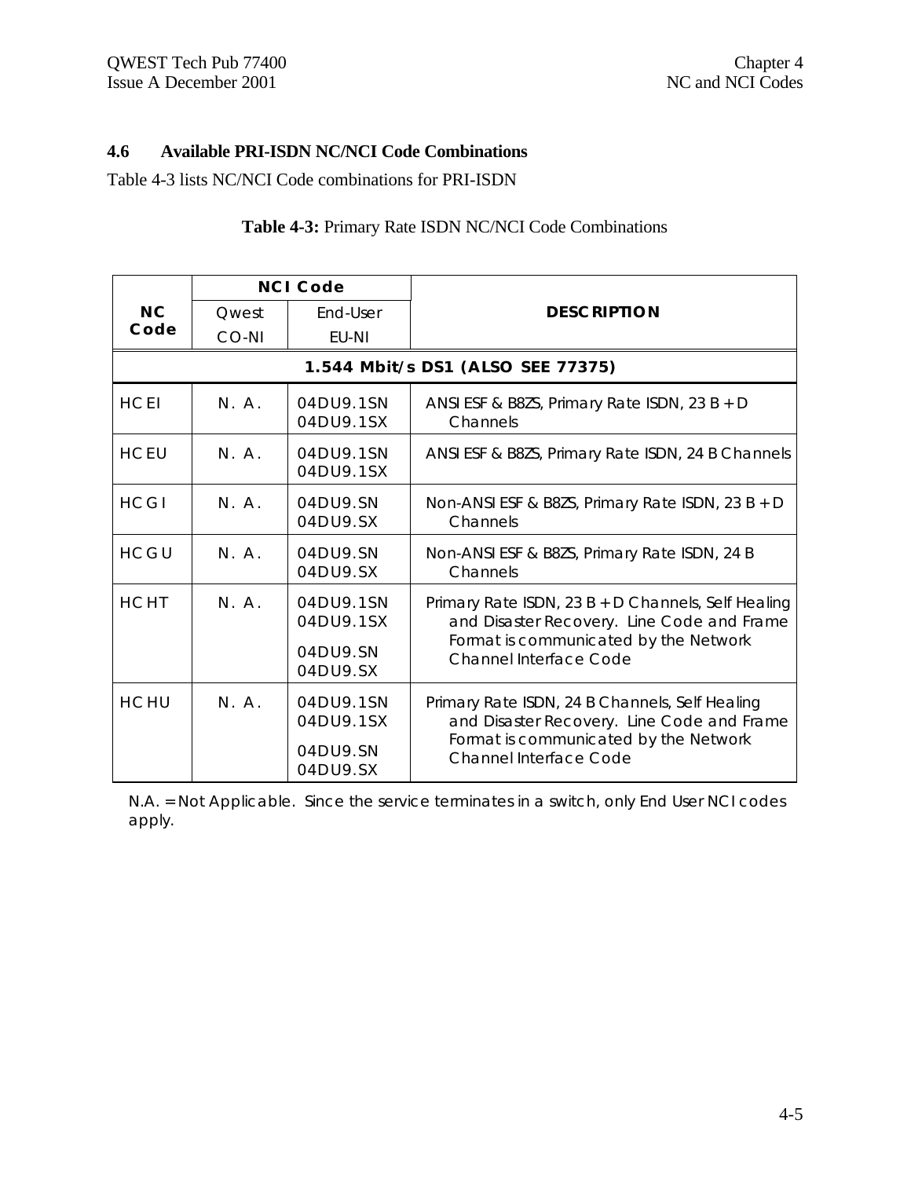### 4.6 Available PRI-ISDN NC/NCI Code Combinations

Table 4-3 lists NC/NCI Code combinations for PRI-ISDN

**Table 4-3:** Primary Rate ISDN NC/NCI Code Combinations

| NC Code | NCI Code | | DESCRIPTION |
|---|---|---|---|
| | Qwest CO-NI | End-User EU-NI | |
| **1.544 Mbit/s DS1 (ALSO SEE 77375)** | | | |
| HCEI | N. A. | 04DU9.1SN<br>04DU9.1SX | ANSI ESF & B8ZS, Primary Rate ISDN, 23 B + D Channels |
| HCEU | N. A. | 04DU9.1SN<br>04DU9.1SX | ANSI ESF & B8ZS, Primary Rate ISDN, 24 B Channels |
| HCGI | N. A. | 04DU9.SN<br>04DU9.SX | Non-ANSI ESF & B8ZS, Primary Rate ISDN, 23 B + D Channels |
| HCGU | N. A. | 04DU9.SN<br>04DU9.SX | Non-ANSI ESF & B8ZS, Primary Rate ISDN, 24 B Channels |
| HCHT | N. A. | 04DU9.1SN<br>04DU9.1SX<br>04DU9.SN<br>04DU9.SX | Primary Rate ISDN, 23 B + D Channels, Self Healing and Disaster Recovery. Line Code and Frame Format is communicated by the Network Channel Interface Code |
| HCHU | N. A. | 04DU9.1SN<br>04DU9.1SX<br>04DU9.SN<br>04DU9.SX | Primary Rate ISDN, 24 B Channels, Self Healing and Disaster Recovery. Line Code and Frame Format is communicated by the Network Channel Interface Code |

N.A. = Not Applicable. Since the service terminates in a switch, only End User NCI codes apply.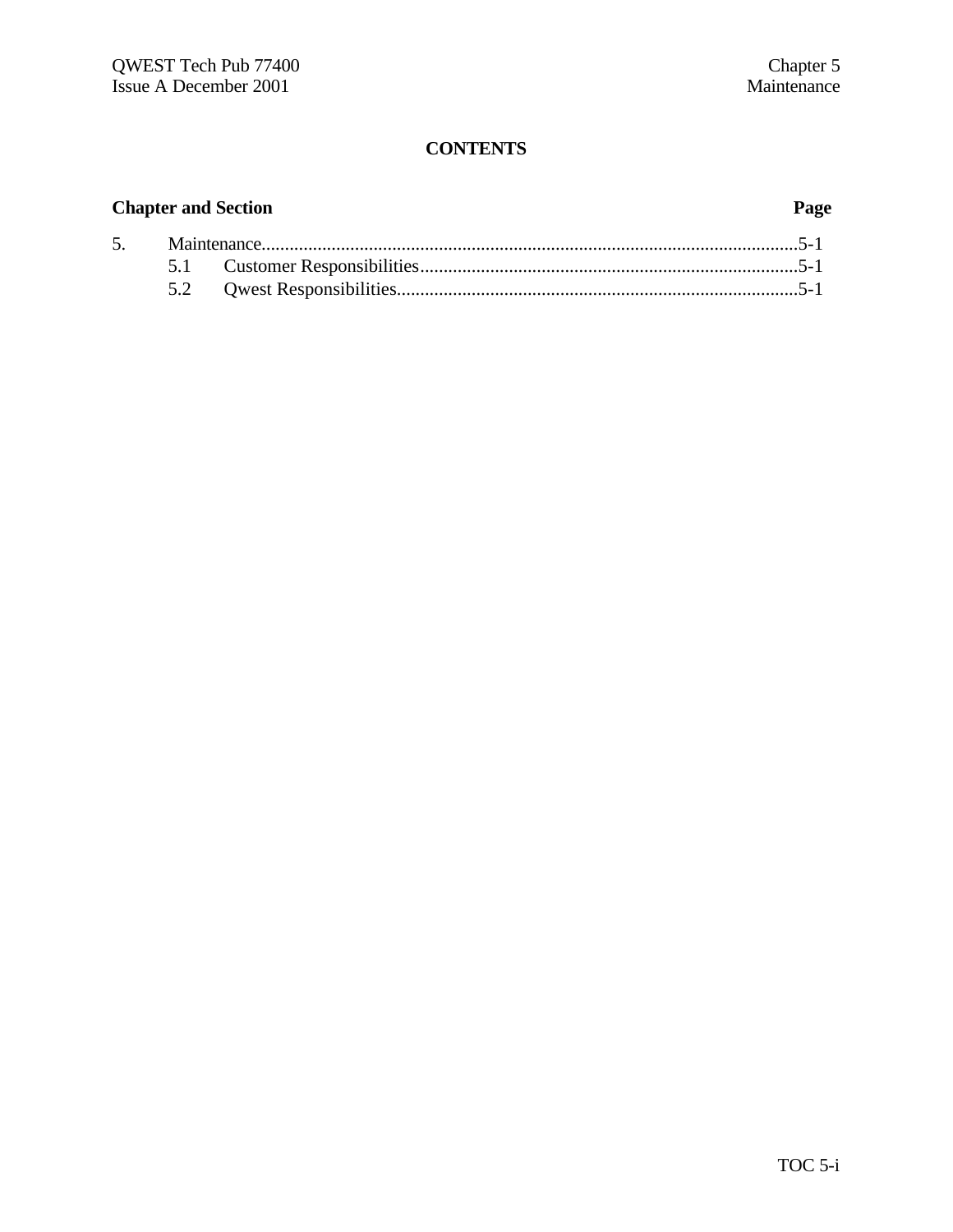# CONTENTS

| Chapter and Section | | Page |
|---|---|---|
| 5. | Maintenance | 5-1 |
| | 5.1 Customer Responsibilities | 5-1 |
| | 5.2 Qwest Responsibilities | 5-1 |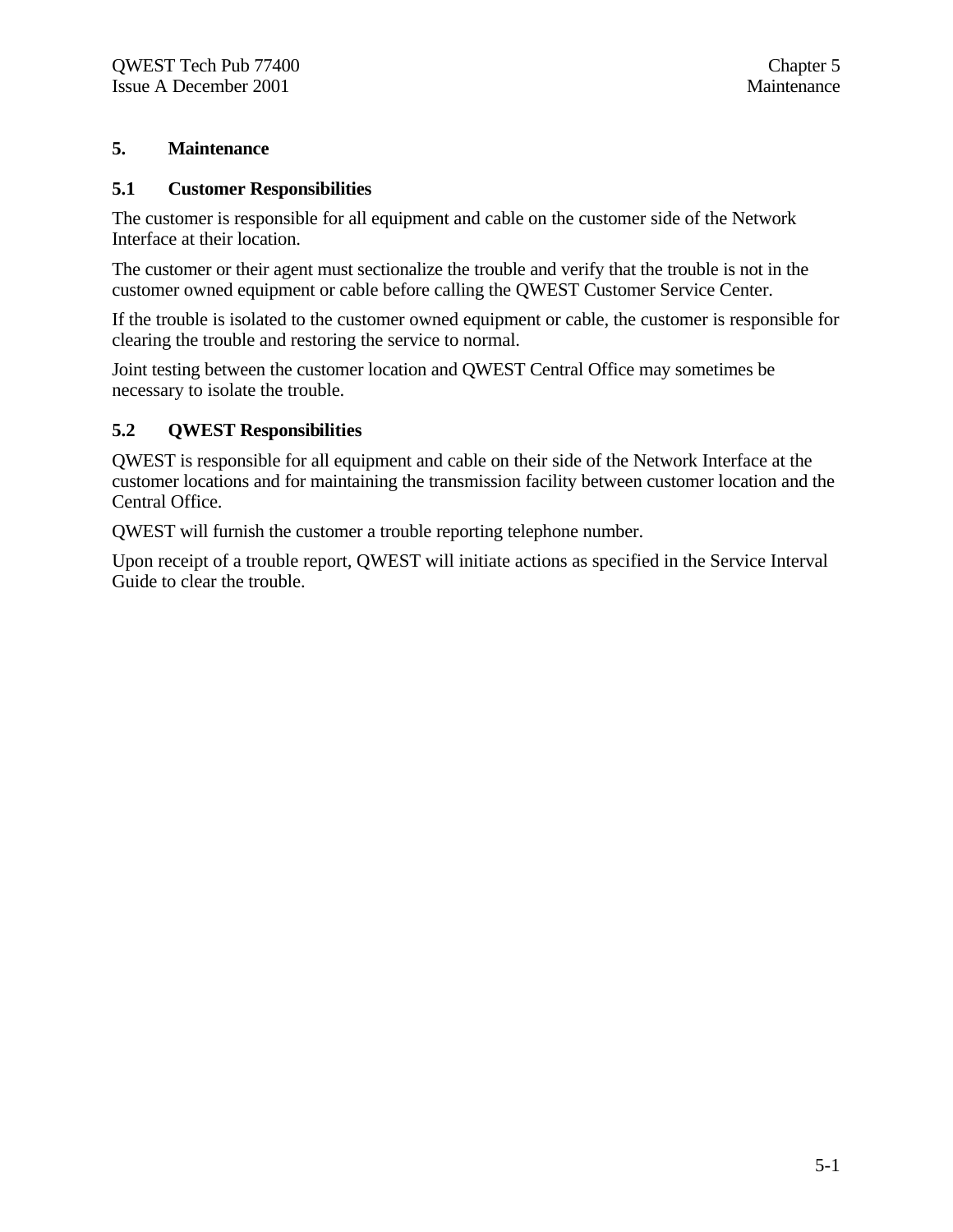# 5. Maintenance

## 5.1 Customer Responsibilities

The customer is responsible for all equipment and cable on the customer side of the Network Interface at their location.

The customer or their agent must sectionalize the trouble and verify that the trouble is not in the customer owned equipment or cable before calling the QWEST Customer Service Center.

If the trouble is isolated to the customer owned equipment or cable, the customer is responsible for clearing the trouble and restoring the service to normal.

Joint testing between the customer location and QWEST Central Office may sometimes be necessary to isolate the trouble.

## 5.2 QWEST Responsibilities

QWEST is responsible for all equipment and cable on their side of the Network Interface at the customer locations and for maintaining the transmission facility between customer location and the Central Office.

QWEST will furnish the customer a trouble reporting telephone number.

Upon receipt of a trouble report, QWEST will initiate actions as specified in the Service Interval Guide to clear the trouble.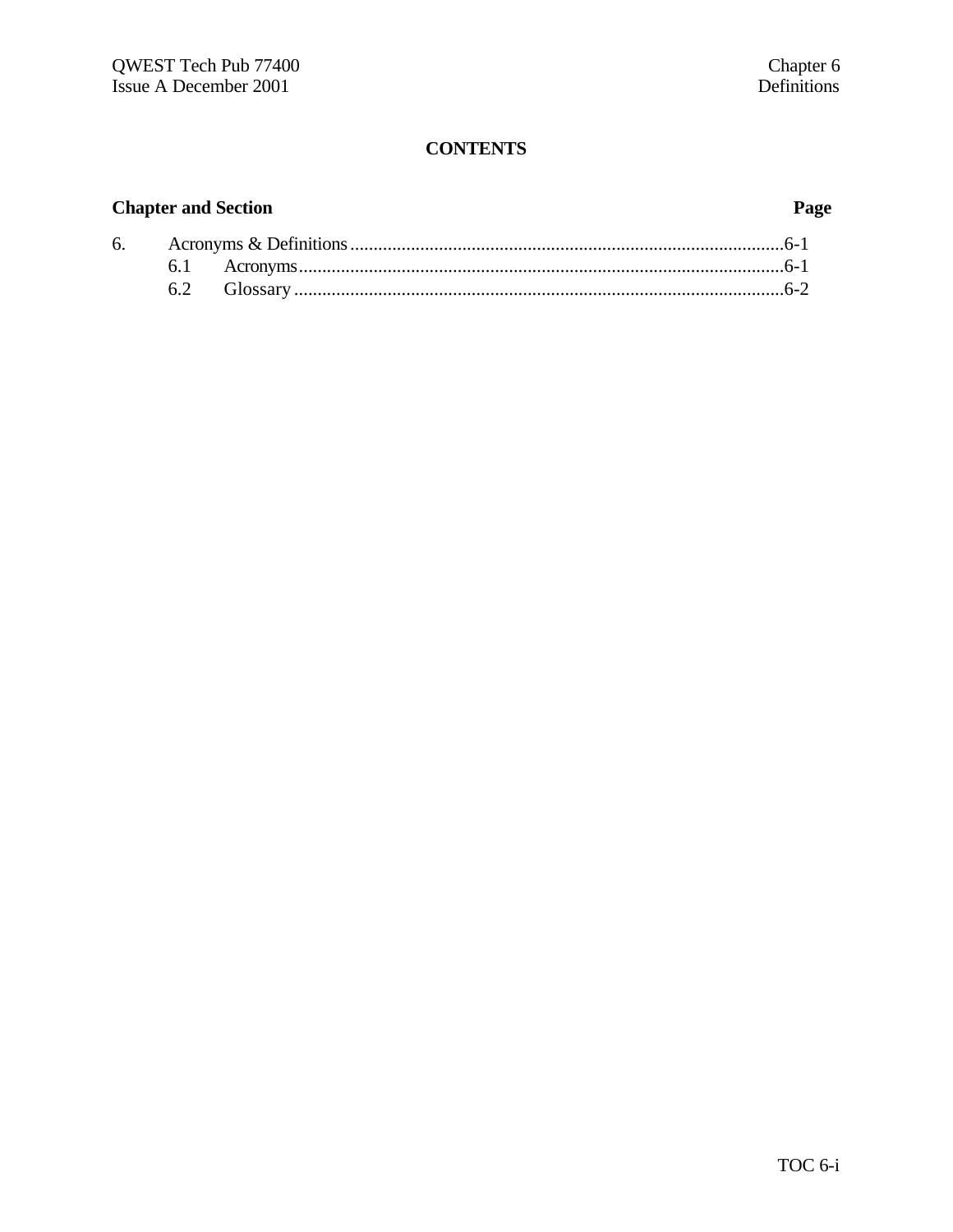# CONTENTS

**Chapter and Section** **Page**

6. Acronyms & Definitions.............................................................................................6-1
   - 6.1 Acronyms........................................................................................................6-1
   - 6.2 Glossary .........................................................................................................6-2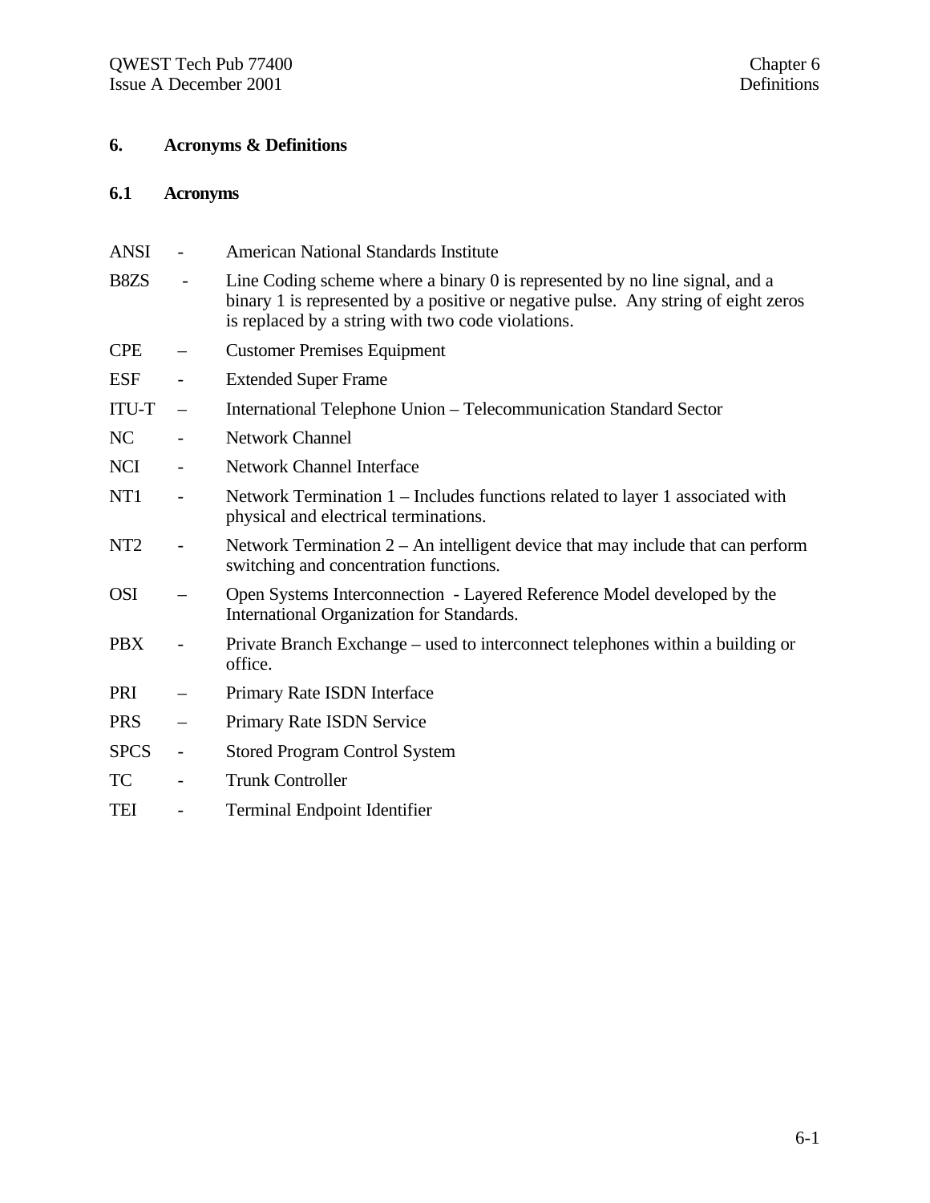# 6. Acronyms & Definitions

## 6.1 Acronyms

ANSI - American National Standards Institute

B8ZS - Line Coding scheme where a binary 0 is represented by no line signal, and a binary 1 is represented by a positive or negative pulse. Any string of eight zeros is replaced by a string with two code violations.

CPE – Customer Premises Equipment

ESF - Extended Super Frame

ITU-T – International Telephone Union – Telecommunication Standard Sector

NC - Network Channel

NCI - Network Channel Interface

NT1 - Network Termination 1 – Includes functions related to layer 1 associated with physical and electrical terminations.

NT2 - Network Termination 2 – An intelligent device that may include that can perform switching and concentration functions.

OSI – Open Systems Interconnection - Layered Reference Model developed by the International Organization for Standards.

PBX - Private Branch Exchange – used to interconnect telephones within a building or office.

PRI – Primary Rate ISDN Interface

PRS – Primary Rate ISDN Service

SPCS - Stored Program Control System

TC - Trunk Controller

TEI - Terminal Endpoint Identifier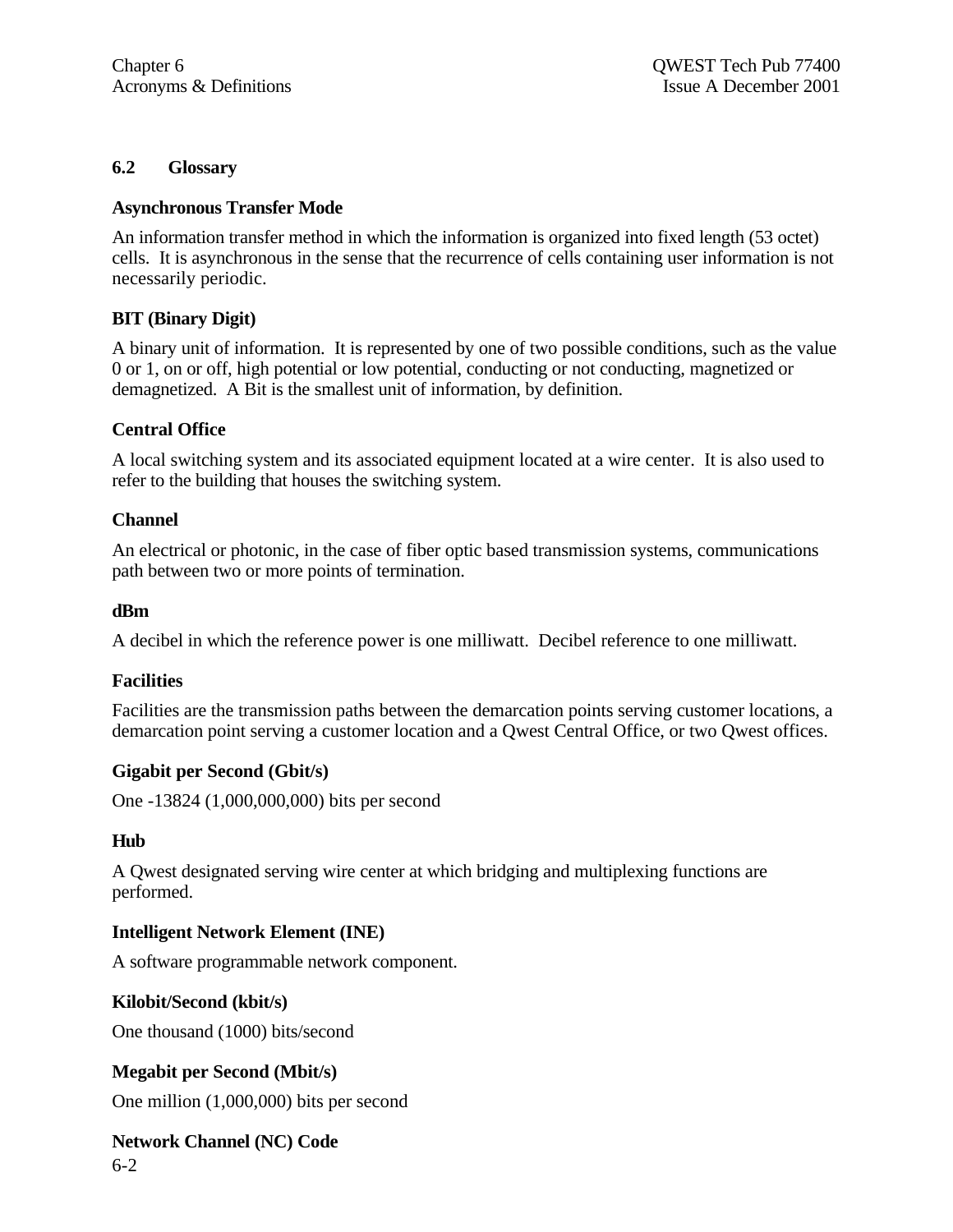## 6.2 Glossary

**Asynchronous Transfer Mode**

An information transfer method in which the information is organized into fixed length (53 octet) cells. It is asynchronous in the sense that the recurrence of cells containing user information is not necessarily periodic.

**BIT (Binary Digit)**

A binary unit of information. It is represented by one of two possible conditions, such as the value 0 or 1, on or off, high potential or low potential, conducting or not conducting, magnetized or demagnetized. A Bit is the smallest unit of information, by definition.

**Central Office**

A local switching system and its associated equipment located at a wire center. It is also used to refer to the building that houses the switching system.

**Channel**

An electrical or photonic, in the case of fiber optic based transmission systems, communications path between two or more points of termination.

**dBm**

A decibel in which the reference power is one milliwatt. Decibel reference to one milliwatt.

**Facilities**

Facilities are the transmission paths between the demarcation points serving customer locations, a demarcation point serving a customer location and a Qwest Central Office, or two Qwest offices.

**Gigabit per Second (Gbit/s)**

One -13824 (1,000,000,000) bits per second

**Hub**

A Qwest designated serving wire center at which bridging and multiplexing functions are performed.

**Intelligent Network Element (INE)**

A software programmable network component.

**Kilobit/Second (kbit/s)**

One thousand (1000) bits/second

**Megabit per Second (Mbit/s)**

One million (1,000,000) bits per second

**Network Channel (NC) Code**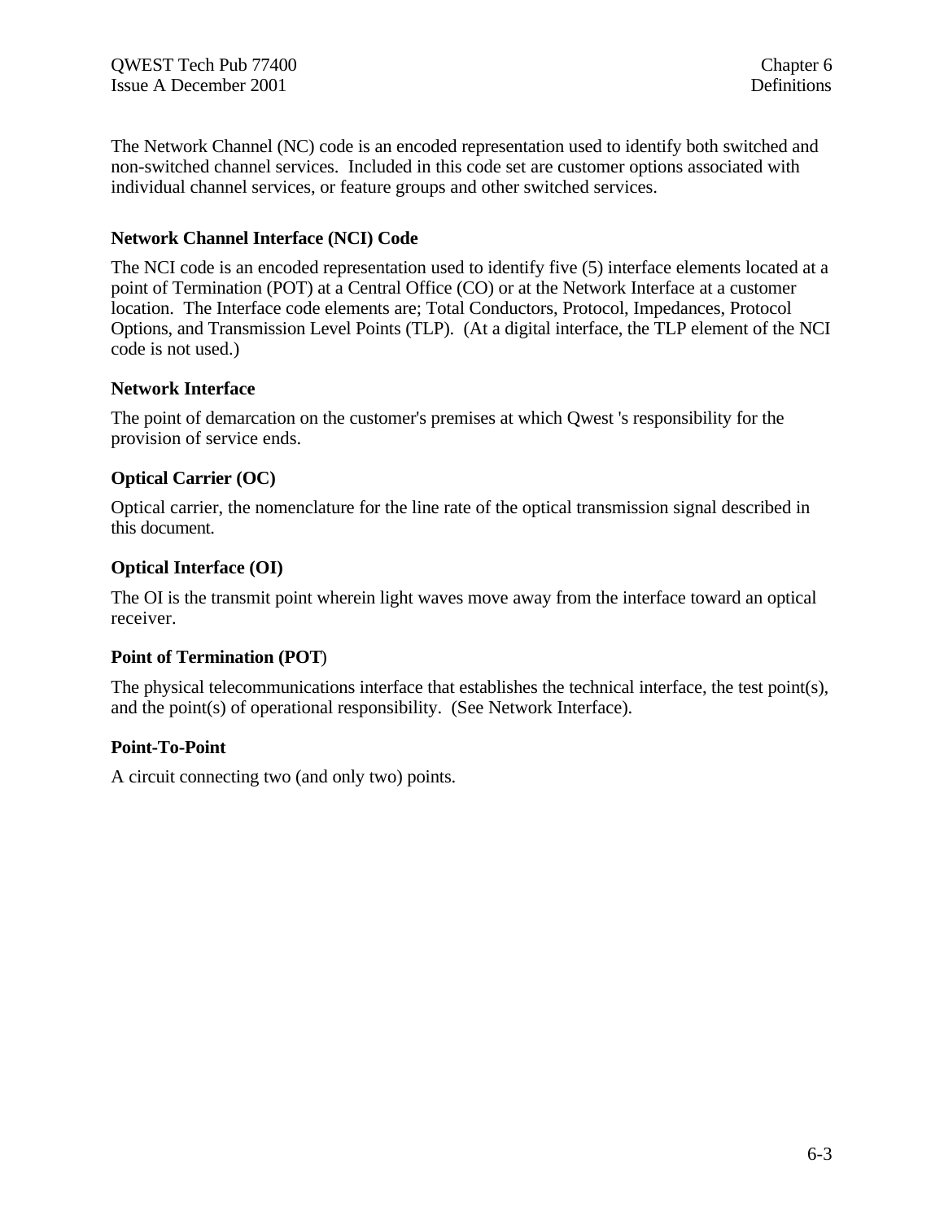The Network Channel (NC) code is an encoded representation used to identify both switched and non-switched channel services. Included in this code set are customer options associated with individual channel services, or feature groups and other switched services.

### Network Channel Interface (NCI) Code

The NCI code is an encoded representation used to identify five (5) interface elements located at a point of Termination (POT) at a Central Office (CO) or at the Network Interface at a customer location. The Interface code elements are; Total Conductors, Protocol, Impedances, Protocol Options, and Transmission Level Points (TLP). (At a digital interface, the TLP element of the NCI code is not used.)

### Network Interface

The point of demarcation on the customer's premises at which Qwest 's responsibility for the provision of service ends.

### Optical Carrier (OC)

Optical carrier, the nomenclature for the line rate of the optical transmission signal described in this document.

### Optical Interface (OI)

The OI is the transmit point wherein light waves move away from the interface toward an optical receiver.

### Point of Termination (POT)

The physical telecommunications interface that establishes the technical interface, the test point(s), and the point(s) of operational responsibility. (See Network Interface).

### Point-To-Point

A circuit connecting two (and only two) points.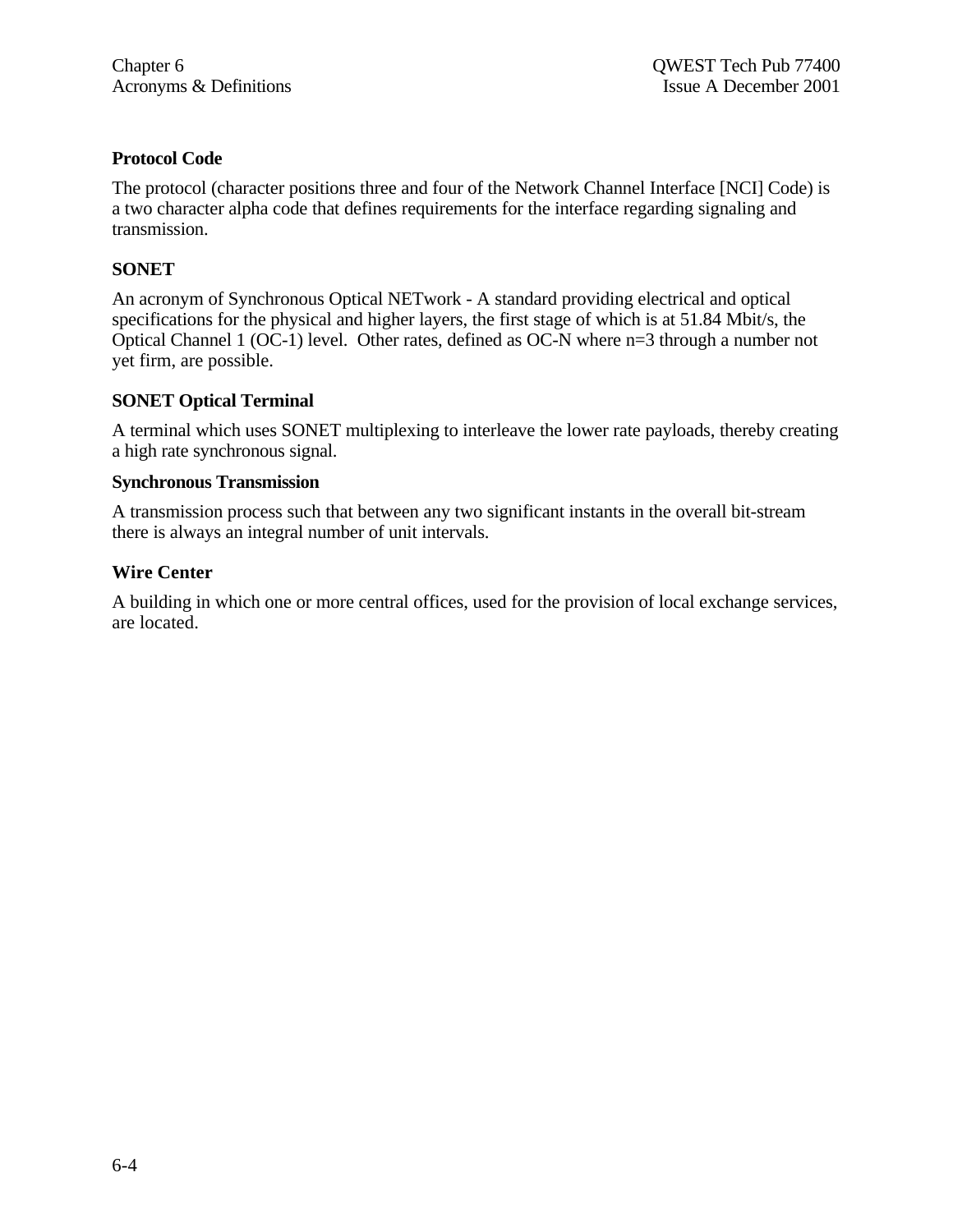### Protocol Code

The protocol (character positions three and four of the Network Channel Interface [NCI] Code) is a two character alpha code that defines requirements for the interface regarding signaling and transmission.

### SONET

An acronym of Synchronous Optical NETwork - A standard providing electrical and optical specifications for the physical and higher layers, the first stage of which is at 51.84 Mbit/s, the Optical Channel 1 (OC-1) level. Other rates, defined as OC-N where n=3 through a number not yet firm, are possible.

### SONET Optical Terminal

A terminal which uses SONET multiplexing to interleave the lower rate payloads, thereby creating a high rate synchronous signal.

### Synchronous Transmission

A transmission process such that between any two significant instants in the overall bit-stream there is always an integral number of unit intervals.

### Wire Center

A building in which one or more central offices, used for the provision of local exchange services, are located.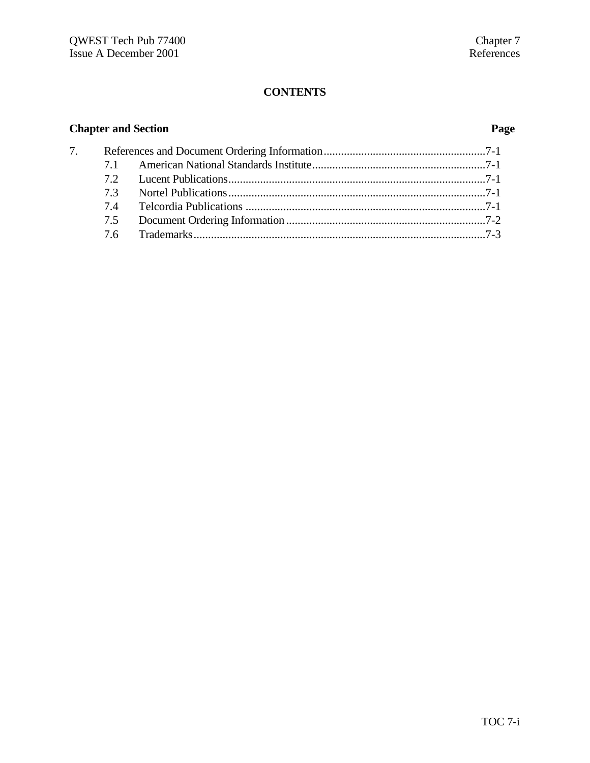# CONTENTS

| Chapter and Section | | Page |
|---|---|---|
| 7. | References and Document Ordering Information | 7-1 |
| 7.1 | American National Standards Institute | 7-1 |
| 7.2 | Lucent Publications | 7-1 |
| 7.3 | Nortel Publications | 7-1 |
| 7.4 | Telcordia Publications | 7-1 |
| 7.5 | Document Ordering Information | 7-2 |
| 7.6 | Trademarks | 7-3 |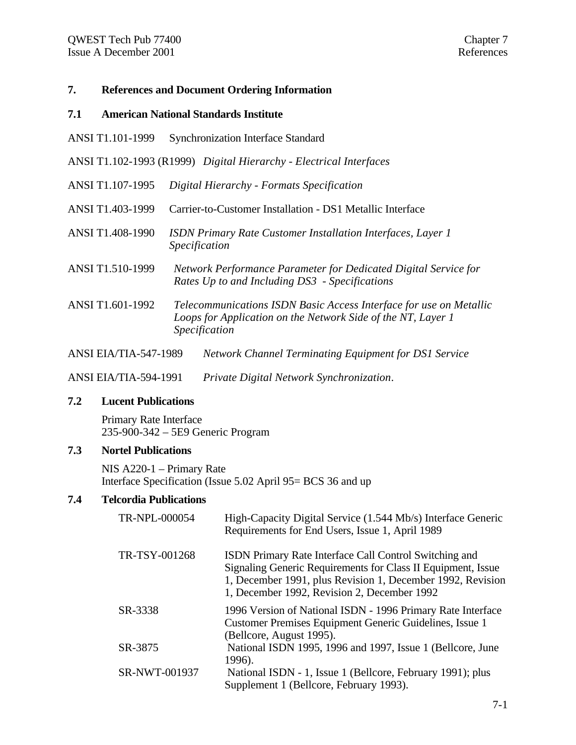# 7. References and Document Ordering Information

## 7.1 American National Standards Institute

ANSI T1.101-1999 Synchronization Interface Standard

ANSI T1.102-1993 (R1999) *Digital Hierarchy - Electrical Interfaces*

ANSI T1.107-1995 *Digital Hierarchy - Formats Specification*

ANSI T1.403-1999 Carrier-to-Customer Installation - DS1 Metallic Interface

ANSI T1.408-1990 *ISDN Primary Rate Customer Installation Interfaces, Layer 1 Specification*

ANSI T1.510-1999 *Network Performance Parameter for Dedicated Digital Service for Rates Up to and Including DS3 - Specifications*

ANSI T1.601-1992 *Telecommunications ISDN Basic Access Interface for use on Metallic Loops for Application on the Network Side of the NT, Layer 1 Specification*

ANSI EIA/TIA-547-1989 *Network Channel Terminating Equipment for DS1 Service*

ANSI EIA/TIA-594-1991 *Private Digital Network Synchronization*.

## 7.2 Lucent Publications

Primary Rate Interface
235-900-342 – 5E9 Generic Program

## 7.3 Nortel Publications

NIS A220-1 – Primary Rate
Interface Specification (Issue 5.02 April 95= BCS 36 and up

## 7.4 Telcordia Publications

| | |
|---|---|
| TR-NPL-000054 | High-Capacity Digital Service (1.544 Mb/s) Interface Generic Requirements for End Users, Issue 1, April 1989 |
| TR-TSY-001268 | ISDN Primary Rate Interface Call Control Switching and Signaling Generic Requirements for Class II Equipment, Issue 1, December 1991, plus Revision 1, December 1992, Revision 1, December 1992, Revision 2, December 1992 |
| SR-3338 | 1996 Version of National ISDN - 1996 Primary Rate Interface Customer Premises Equipment Generic Guidelines, Issue 1 (Bellcore, August 1995). |
| SR-3875 | National ISDN 1995, 1996 and 1997, Issue 1 (Bellcore, June 1996). |
| SR-NWT-001937 | National ISDN - 1, Issue 1 (Bellcore, February 1991); plus Supplement 1 (Bellcore, February 1993). |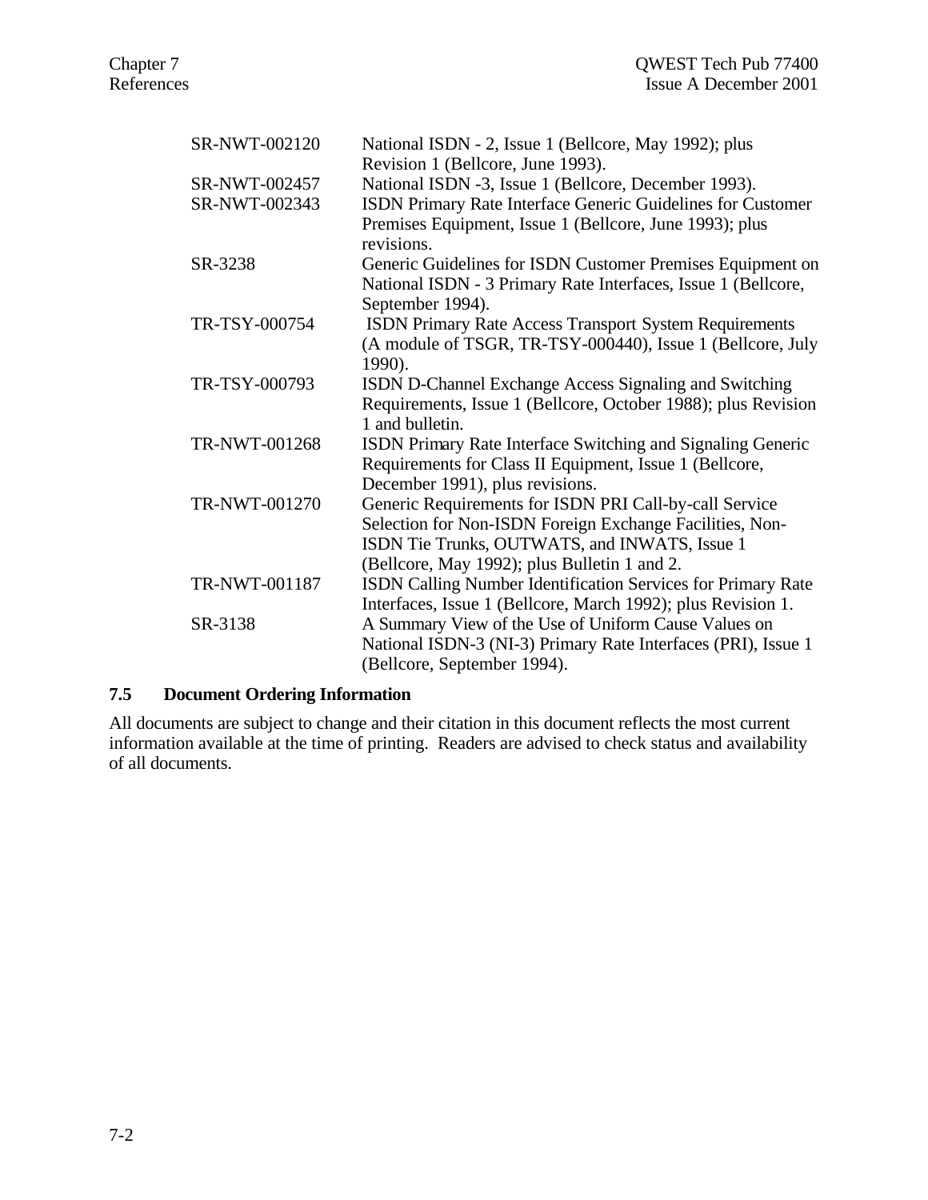| | |
|---|---|
| SR-NWT-002120 | National ISDN - 2, Issue 1 (Bellcore, May 1992); plus Revision 1 (Bellcore, June 1993). |
| SR-NWT-002457 | National ISDN -3, Issue 1 (Bellcore, December 1993). |
| SR-NWT-002343 | ISDN Primary Rate Interface Generic Guidelines for Customer Premises Equipment, Issue 1 (Bellcore, June 1993); plus revisions. |
| SR-3238 | Generic Guidelines for ISDN Customer Premises Equipment on National ISDN - 3 Primary Rate Interfaces, Issue 1 (Bellcore, September 1994). |
| TR-TSY-000754 | ISDN Primary Rate Access Transport System Requirements (A module of TSGR, TR-TSY-000440), Issue 1 (Bellcore, July 1990). |
| TR-TSY-000793 | ISDN D-Channel Exchange Access Signaling and Switching Requirements, Issue 1 (Bellcore, October 1988); plus Revision 1 and bulletin. |
| TR-NWT-001268 | ISDN Primary Rate Interface Switching and Signaling Generic Requirements for Class II Equipment, Issue 1 (Bellcore, December 1991), plus revisions. |
| TR-NWT-001270 | Generic Requirements for ISDN PRI Call-by-call Service Selection for Non-ISDN Foreign Exchange Facilities, Non-ISDN Tie Trunks, OUTWATS, and INWATS, Issue 1 (Bellcore, May 1992); plus Bulletin 1 and 2. |
| TR-NWT-001187 | ISDN Calling Number Identification Services for Primary Rate Interfaces, Issue 1 (Bellcore, March 1992); plus Revision 1. |
| SR-3138 | A Summary View of the Use of Uniform Cause Values on National ISDN-3 (NI-3) Primary Rate Interfaces (PRI), Issue 1 (Bellcore, September 1994). |

## 7.5 Document Ordering Information

All documents are subject to change and their citation in this document reflects the most current information available at the time of printing. Readers are advised to check status and availability of all documents.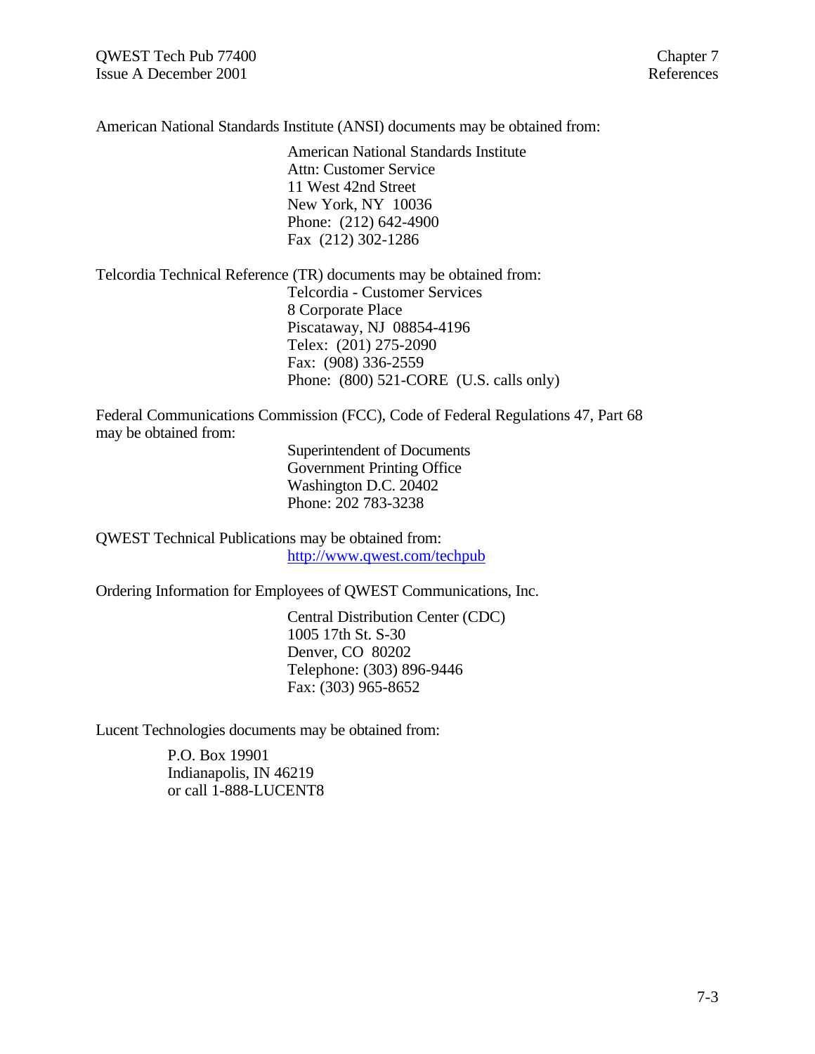American National Standards Institute (ANSI) documents may be obtained from:

American National Standards Institute  
Attn: Customer Service  
11 West 42nd Street  
New York, NY 10036  
Phone: (212) 642-4900  
Fax (212) 302-1286

Telcordia Technical Reference (TR) documents may be obtained from:

Telcordia - Customer Services  
8 Corporate Place  
Piscataway, NJ 08854-4196  
Telex: (201) 275-2090  
Fax: (908) 336-2559  
Phone: (800) 521-CORE (U.S. calls only)

Federal Communications Commission (FCC), Code of Federal Regulations 47, Part 68 may be obtained from:

Superintendent of Documents  
Government Printing Office  
Washington D.C. 20402  
Phone: 202 783-3238

QWEST Technical Publications may be obtained from:

http://www.qwest.com/techpub

Ordering Information for Employees of QWEST Communications, Inc.

Central Distribution Center (CDC)  
1005 17th St. S-30  
Denver, CO 80202  
Telephone: (303) 896-9446  
Fax: (303) 965-8652

Lucent Technologies documents may be obtained from:

P.O. Box 19901  
Indianapolis, IN 46219  
or call 1-888-LUCENT8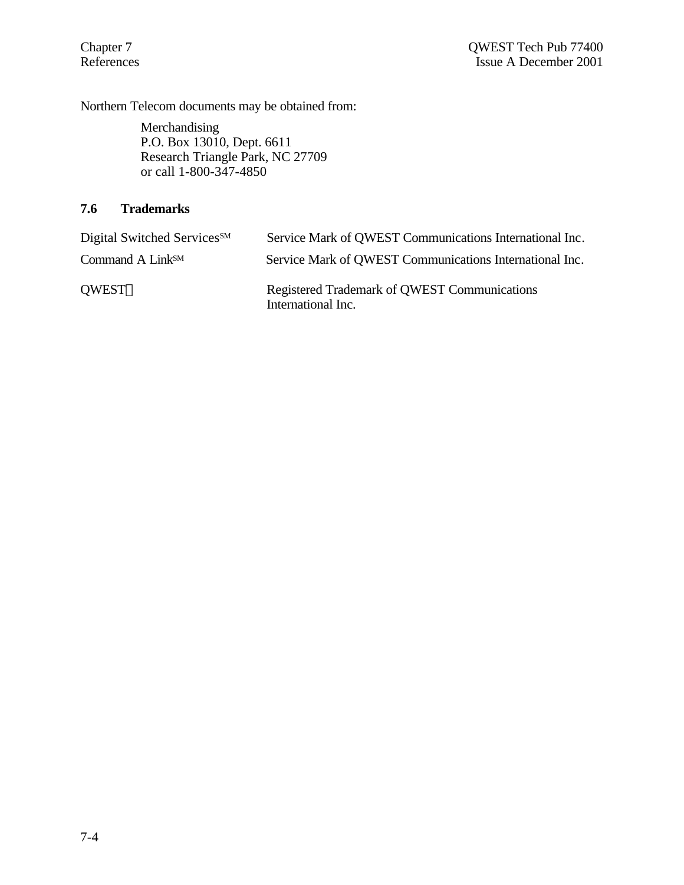Northern Telecom documents may be obtained from:

Merchandising
P.O. Box 13010, Dept. 6611
Research Triangle Park, NC 27709
or call 1-800-347-4850

### 7.6 Trademarks

| | |
|---|---|
| Digital Switched Services$^{SM}$ | Service Mark of QWEST Communications International Inc. |
| Command A Link$^{SM}$ | Service Mark of QWEST Communications International Inc. |
| QWEST® | Registered Trademark of QWEST Communications International Inc. |